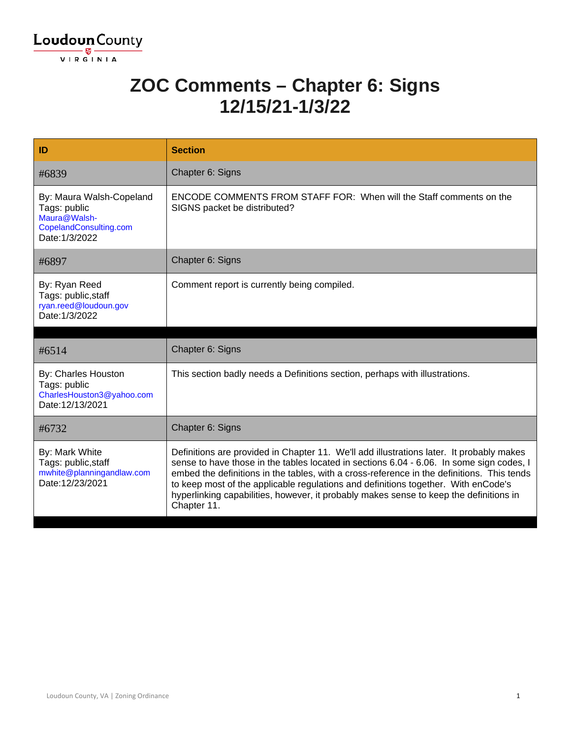# ZOC Comments – Chapter 6: Signs 12/15/21-1/3/22

| ID | Section |
|---|---|
| #6839 | Chapter 6: Signs |
| By: Maura Walsh-Copeland<br>Tags: public<br>Maura@Walsh-CopelandConsulting.com<br>Date:1/3/2022 | ENCODE COMMENTS FROM STAFF FOR: When will the Staff comments on the SIGNS packet be distributed? |
| #6897 | Chapter 6: Signs |
| By: Ryan Reed<br>Tags: public,staff<br>ryan.reed@loudoun.gov<br>Date:1/3/2022 | Comment report is currently being compiled. |
| | |
| #6514 | Chapter 6: Signs |
| By: Charles Houston<br>Tags: public<br>CharlesHouston3@yahoo.com<br>Date:12/13/2021 | This section badly needs a Definitions section, perhaps with illustrations. |
| #6732 | Chapter 6: Signs |
| By: Mark White<br>Tags: public,staff<br>mwhite@planningandlaw.com<br>Date:12/23/2021 | Definitions are provided in Chapter 11. We'll add illustrations later. It probably makes sense to have those in the tables located in sections 6.04 - 6.06. In some sign codes, I embed the definitions in the tables, with a cross-reference in the definitions. This tends to keep most of the applicable regulations and definitions together. With enCode's hyperlinking capabilities, however, it probably makes sense to keep the definitions in Chapter 11. |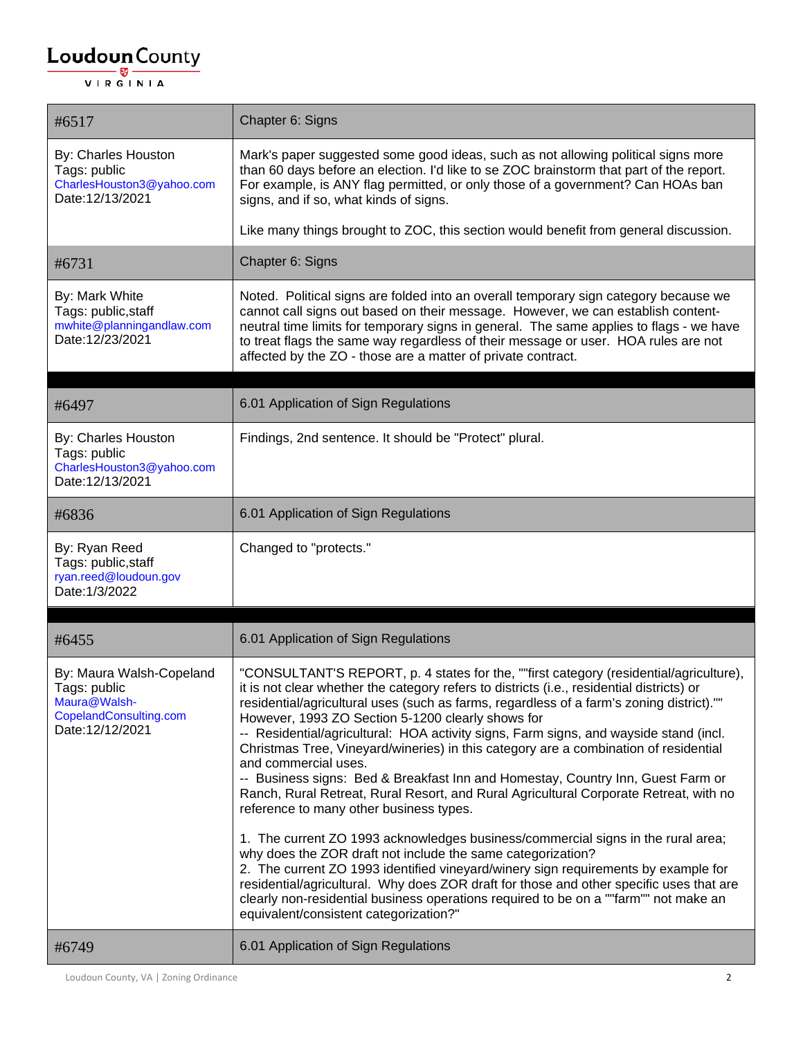| #6517 | Chapter 6: Signs |
|---|---|
| By: Charles Houston<br>Tags: public<br>CharlesHouston3@yahoo.com<br>Date:12/13/2021 | Mark's paper suggested some good ideas, such as not allowing political signs more than 60 days before an election. I'd like to se ZOC brainstorm that part of the report. For example, is ANY flag permitted, or only those of a government? Can HOAs ban signs, and if so, what kinds of signs.<br><br>Like many things brought to ZOC, this section would benefit from general discussion. |
| #6731 | Chapter 6: Signs |
| By: Mark White<br>Tags: public,staff<br>mwhite@planningandlaw.com<br>Date:12/23/2021 | Noted. Political signs are folded into an overall temporary sign category because we cannot call signs out based on their message. However, we can establish content-neutral time limits for temporary signs in general. The same applies to flags - we have to treat flags the same way regardless of their message or user. HOA rules are not affected by the ZO - those are a matter of private contract. |

| #6497 | 6.01 Application of Sign Regulations |
|---|---|
| By: Charles Houston<br>Tags: public<br>CharlesHouston3@yahoo.com<br>Date:12/13/2021 | Findings, 2nd sentence. It should be "Protect" plural. |
| #6836 | 6.01 Application of Sign Regulations |
| By: Ryan Reed<br>Tags: public,staff<br>ryan.reed@loudoun.gov<br>Date:1/3/2022 | Changed to "protects." |

| #6455 | 6.01 Application of Sign Regulations |
|---|---|
| By: Maura Walsh-Copeland<br>Tags: public<br>Maura@Walsh-CopelandConsulting.com<br>Date:12/12/2021 | "CONSULTANT'S REPORT, p. 4 states for the, ""first category (residential/agriculture), it is not clear whether the category refers to districts (i.e., residential districts) or residential/agricultural uses (such as farms, regardless of a farm's zoning district)."" However, 1993 ZO Section 5-1200 clearly shows for<br>-- Residential/agricultural: HOA activity signs, Farm signs, and wayside stand (incl. Christmas Tree, Vineyard/wineries) in this category are a combination of residential and commercial uses.<br>-- Business signs: Bed & Breakfast Inn and Homestay, Country Inn, Guest Farm or Ranch, Rural Retreat, Rural Resort, and Rural Agricultural Corporate Retreat, with no reference to many other business types.<br><br>1. The current ZO 1993 acknowledges business/commercial signs in the rural area; why does the ZOR draft not include the same categorization?<br>2. The current ZO 1993 identified vineyard/winery sign requirements by example for residential/agricultural. Why does ZOR draft for those and other specific uses that are clearly non-residential business operations required to be on a ""farm"" not make an equivalent/consistent categorization?" |
| #6749 | 6.01 Application of Sign Regulations |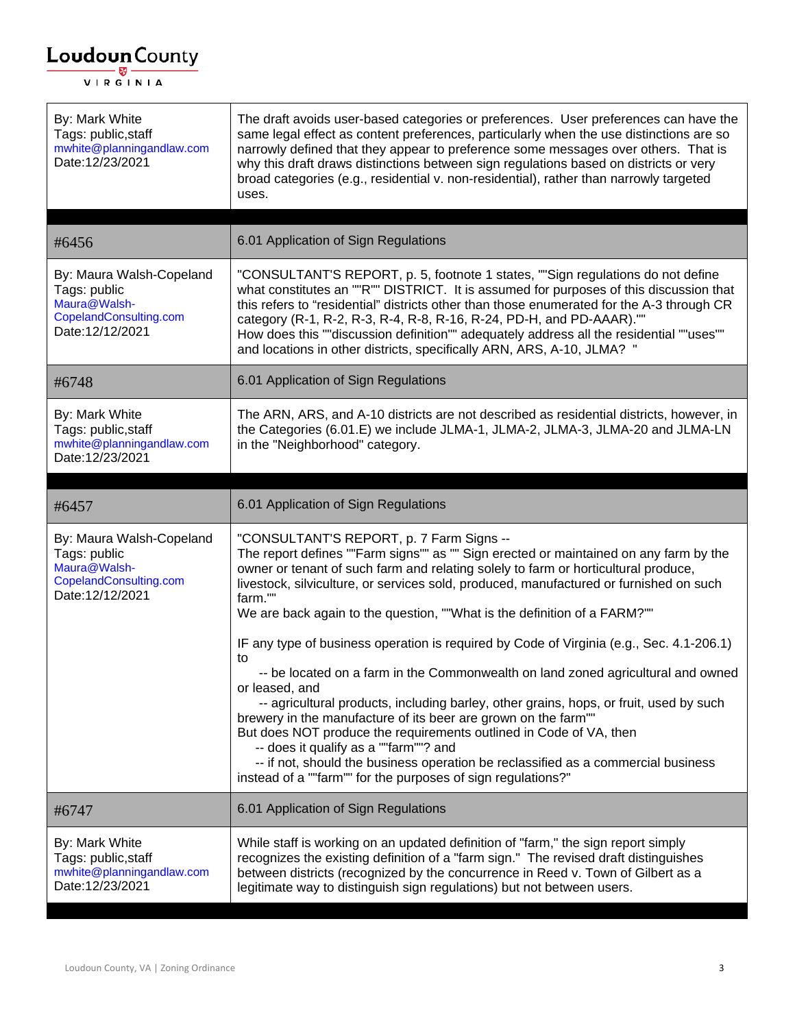| By: Mark White<br>Tags: public,staff<br>mwhite@planningandlaw.com<br>Date:12/23/2021 | The draft avoids user-based categories or preferences. User preferences can have the same legal effect as content preferences, particularly when the use distinctions are so narrowly defined that they appear to preference some messages over others. That is why this draft draws distinctions between sign regulations based on districts or very broad categories (e.g., residential v. non-residential), rather than narrowly targeted uses. |
|---|---|

| #6456 | 6.01 Application of Sign Regulations |
|---|---|
| By: Maura Walsh-Copeland<br>Tags: public<br>Maura@Walsh-CopelandConsulting.com<br>Date:12/12/2021 | "CONSULTANT'S REPORT, p. 5, footnote 1 states, ""Sign regulations do not define what constitutes an ""R"" DISTRICT. It is assumed for purposes of this discussion that this refers to "residential" districts other than those enumerated for the A-3 through CR category (R-1, R-2, R-3, R-4, R-8, R-16, R-24, PD-H, and PD-AAAR)."" How does this ""discussion definition"" adequately address all the residential ""uses"" and locations in other districts, specifically ARN, ARS, A-10, JLMA? " |
| #6748 | 6.01 Application of Sign Regulations |
| By: Mark White<br>Tags: public,staff<br>mwhite@planningandlaw.com<br>Date:12/23/2021 | The ARN, ARS, and A-10 districts are not described as residential districts, however, in the Categories (6.01.E) we include JLMA-1, JLMA-2, JLMA-3, JLMA-20 and JLMA-LN in the "Neighborhood" category. |

| #6457 | 6.01 Application of Sign Regulations |
|---|---|
| By: Maura Walsh-Copeland<br>Tags: public<br>Maura@Walsh-CopelandConsulting.com<br>Date:12/12/2021 | "CONSULTANT'S REPORT, p. 7 Farm Signs --<br>The report defines ""Farm signs"" as "" Sign erected or maintained on any farm by the owner or tenant of such farm and relating solely to farm or horticultural produce, livestock, silviculture, or services sold, produced, manufactured or furnished on such farm.""<br>We are back again to the question, ""What is the definition of a FARM?""<br><br>IF any type of business operation is required by Code of Virginia (e.g., Sec. 4.1-206.1) to<br>-- be located on a farm in the Commonwealth on land zoned agricultural and owned or leased, and<br>-- agricultural products, including barley, other grains, hops, or fruit, used by such brewery in the manufacture of its beer are grown on the farm""<br>But does NOT produce the requirements outlined in Code of VA, then<br>-- does it qualify as a ""farm""? and<br>-- if not, should the business operation be reclassified as a commercial business instead of a ""farm"" for the purposes of sign regulations?" |
| #6747 | 6.01 Application of Sign Regulations |
| By: Mark White<br>Tags: public,staff<br>mwhite@planningandlaw.com<br>Date:12/23/2021 | While staff is working on an updated definition of "farm," the sign report simply recognizes the existing definition of a "farm sign." The revised draft distinguishes between districts (recognized by the concurrence in Reed v. Town of Gilbert as a legitimate way to distinguish sign regulations) but not between users. |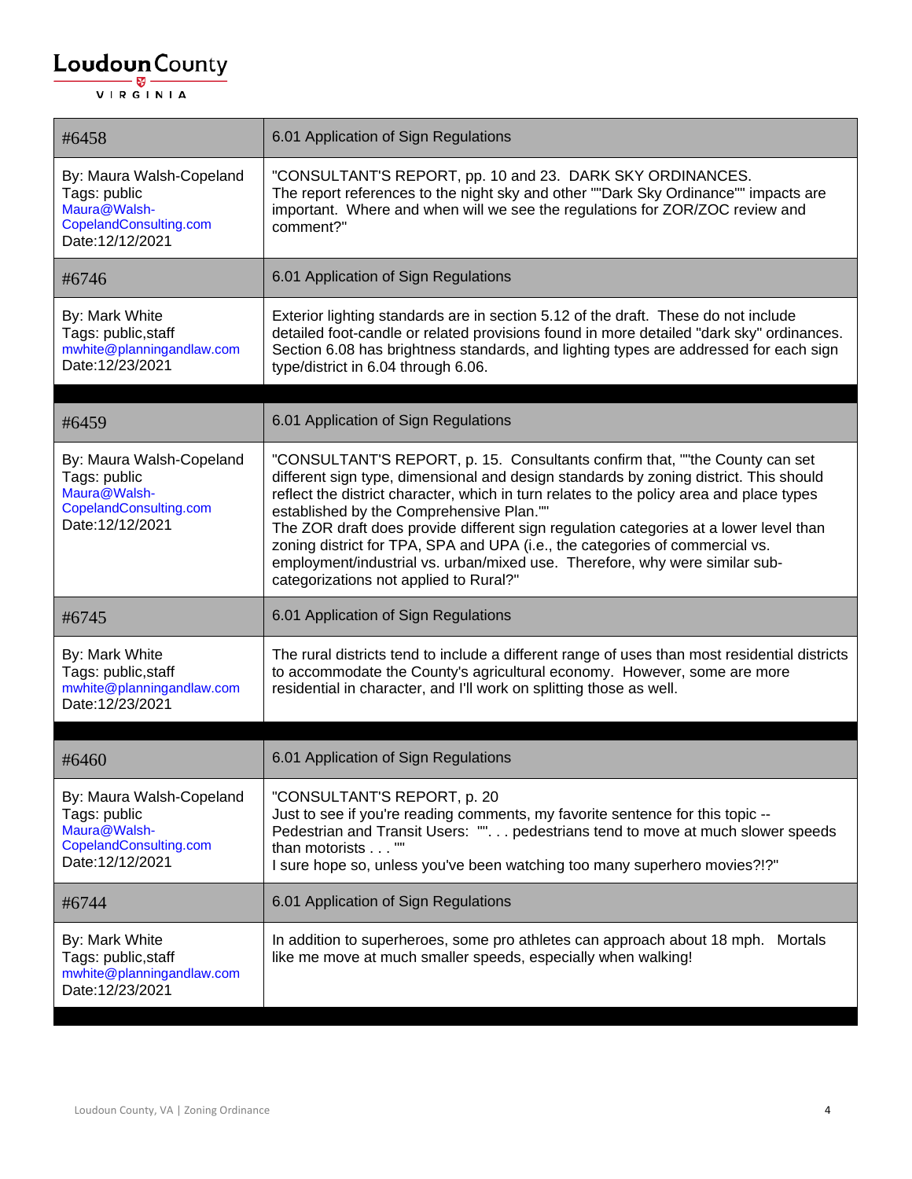| #6458 | 6.01 Application of Sign Regulations |
|---|---|
| By: Maura Walsh-Copeland<br>Tags: public<br>Maura@Walsh-CopelandConsulting.com<br>Date:12/12/2021 | "CONSULTANT'S REPORT, pp. 10 and 23. DARK SKY ORDINANCES.<br>The report references to the night sky and other ""Dark Sky Ordinance"" impacts are important. Where and when will we see the regulations for ZOR/ZOC review and comment?" |
| #6746 | 6.01 Application of Sign Regulations |
| By: Mark White<br>Tags: public,staff<br>mwhite@planningandlaw.com<br>Date:12/23/2021 | Exterior lighting standards are in section 5.12 of the draft. These do not include detailed foot-candle or related provisions found in more detailed "dark sky" ordinances. Section 6.08 has brightness standards, and lighting types are addressed for each sign type/district in 6.04 through 6.06. |

| #6459 | 6.01 Application of Sign Regulations |
|---|---|
| By: Maura Walsh-Copeland<br>Tags: public<br>Maura@Walsh-CopelandConsulting.com<br>Date:12/12/2021 | "CONSULTANT'S REPORT, p. 15. Consultants confirm that, ""the County can set different sign type, dimensional and design standards by zoning district. This should reflect the district character, which in turn relates to the policy area and place types established by the Comprehensive Plan.""<br>The ZOR draft does provide different sign regulation categories at a lower level than zoning district for TPA, SPA and UPA (i.e., the categories of commercial vs. employment/industrial vs. urban/mixed use. Therefore, why were similar sub-categorizations not applied to Rural?" |
| #6745 | 6.01 Application of Sign Regulations |
| By: Mark White<br>Tags: public,staff<br>mwhite@planningandlaw.com<br>Date:12/23/2021 | The rural districts tend to include a different range of uses than most residential districts to accommodate the County's agricultural economy. However, some are more residential in character, and I'll work on splitting those as well. |

| #6460 | 6.01 Application of Sign Regulations |
|---|---|
| By: Maura Walsh-Copeland<br>Tags: public<br>Maura@Walsh-CopelandConsulting.com<br>Date:12/12/2021 | "CONSULTANT'S REPORT, p. 20<br>Just to see if you're reading comments, my favorite sentence for this topic --<br>Pedestrian and Transit Users: "". . . pedestrians tend to move at much slower speeds than motorists . . . ""<br>I sure hope so, unless you've been watching too many superhero movies?!?" |
| #6744 | 6.01 Application of Sign Regulations |
| By: Mark White<br>Tags: public,staff<br>mwhite@planningandlaw.com<br>Date:12/23/2021 | In addition to superheroes, some pro athletes can approach about 18 mph. Mortals like me move at much smaller speeds, especially when walking! |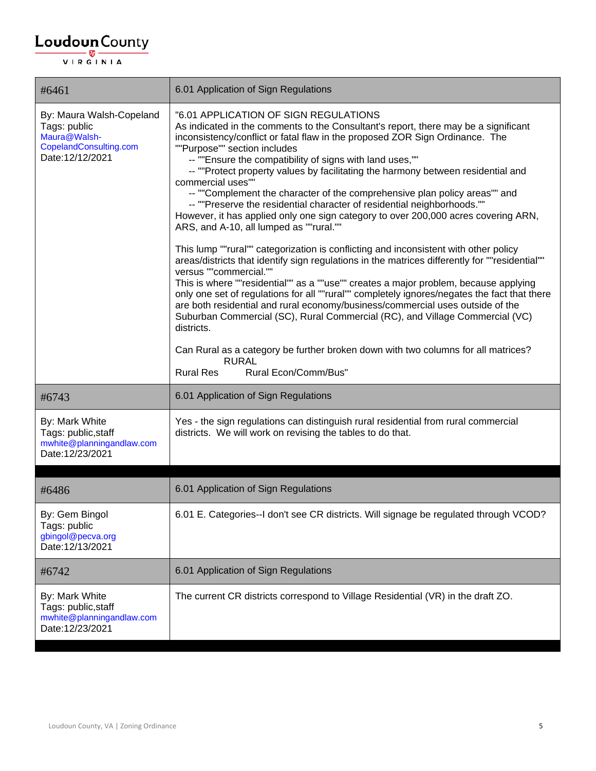| #6461 | 6.01 Application of Sign Regulations |
|---|---|
| By: Maura Walsh-Copeland<br>Tags: public<br>Maura@Walsh-CopelandConsulting.com<br>Date:12/12/2021 | "6.01 APPLICATION OF SIGN REGULATIONS<br>As indicated in the comments to the Consultant's report, there may be a significant inconsistency/conflict or fatal flaw in the proposed ZOR Sign Ordinance. The ""Purpose"" section includes<br>-- ""Ensure the compatibility of signs with land uses,""<br>-- ""Protect property values by facilitating the harmony between residential and commercial uses""<br>-- ""Complement the character of the comprehensive plan policy areas"" and<br>-- ""Preserve the residential character of residential neighborhoods.""<br>However, it has applied only one sign category to over 200,000 acres covering ARN, ARS, and A-10, all lumped as ""rural.""<br><br>This lump ""rural"" categorization is conflicting and inconsistent with other policy areas/districts that identify sign regulations in the matrices differently for ""residential"" versus ""commercial.""<br>This is where ""residential"" as a ""use"" creates a major problem, because applying only one set of regulations for all ""rural"" completely ignores/negates the fact that there are both residential and rural economy/business/commercial uses outside of the Suburban Commercial (SC), Rural Commercial (RC), and Village Commercial (VC) districts.<br><br>Can Rural as a category be further broken down with two columns for all matrices?<br>RURAL<br>Rural Res Rural Econ/Comm/Bus" |
| #6743 | 6.01 Application of Sign Regulations |
| By: Mark White<br>Tags: public,staff<br>mwhite@planningandlaw.com<br>Date:12/23/2021 | Yes - the sign regulations can distinguish rural residential from rural commercial districts. We will work on revising the tables to do that. |

| #6486 | 6.01 Application of Sign Regulations |
|---|---|
| By: Gem Bingol<br>Tags: public<br>gbingol@pecva.org<br>Date:12/13/2021 | 6.01 E. Categories--I don't see CR districts. Will signage be regulated through VCOD? |
| #6742 | 6.01 Application of Sign Regulations |
| By: Mark White<br>Tags: public,staff<br>mwhite@planningandlaw.com<br>Date:12/23/2021 | The current CR districts correspond to Village Residential (VR) in the draft ZO. |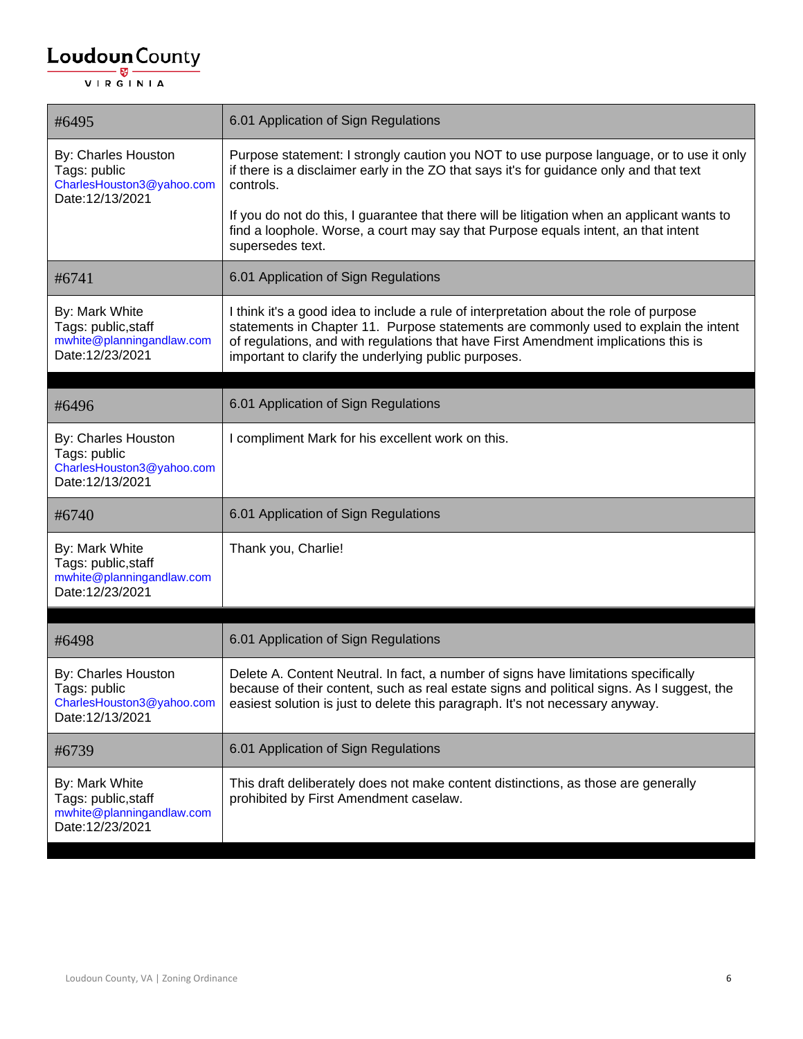| #6495 | 6.01 Application of Sign Regulations |
| --- | --- |
| By: Charles Houston<br>Tags: public<br>CharlesHouston3@yahoo.com<br>Date:12/13/2021 | Purpose statement: I strongly caution you NOT to use purpose language, or to use it only if there is a disclaimer early in the ZO that says it's for guidance only and that text controls.<br><br>If you do not do this, I guarantee that there will be litigation when an applicant wants to find a loophole. Worse, a court may say that Purpose equals intent, an that intent supersedes text. |
| #6741 | 6.01 Application of Sign Regulations |
| By: Mark White<br>Tags: public,staff<br>mwhite@planningandlaw.com<br>Date:12/23/2021 | I think it's a good idea to include a rule of interpretation about the role of purpose statements in Chapter 11. Purpose statements are commonly used to explain the intent of regulations, and with regulations that have First Amendment implications this is important to clarify the underlying public purposes. |

| #6496 | 6.01 Application of Sign Regulations |
| --- | --- |
| By: Charles Houston<br>Tags: public<br>CharlesHouston3@yahoo.com<br>Date:12/13/2021 | I compliment Mark for his excellent work on this. |
| #6740 | 6.01 Application of Sign Regulations |
| By: Mark White<br>Tags: public,staff<br>mwhite@planningandlaw.com<br>Date:12/23/2021 | Thank you, Charlie! |

| #6498 | 6.01 Application of Sign Regulations |
| --- | --- |
| By: Charles Houston<br>Tags: public<br>CharlesHouston3@yahoo.com<br>Date:12/13/2021 | Delete A. Content Neutral. In fact, a number of signs have limitations specifically because of their content, such as real estate signs and political signs. As I suggest, the easiest solution is just to delete this paragraph. It's not necessary anyway. |
| #6739 | 6.01 Application of Sign Regulations |
| By: Mark White<br>Tags: public,staff<br>mwhite@planningandlaw.com<br>Date:12/23/2021 | This draft deliberately does not make content distinctions, as those are generally prohibited by First Amendment caselaw. |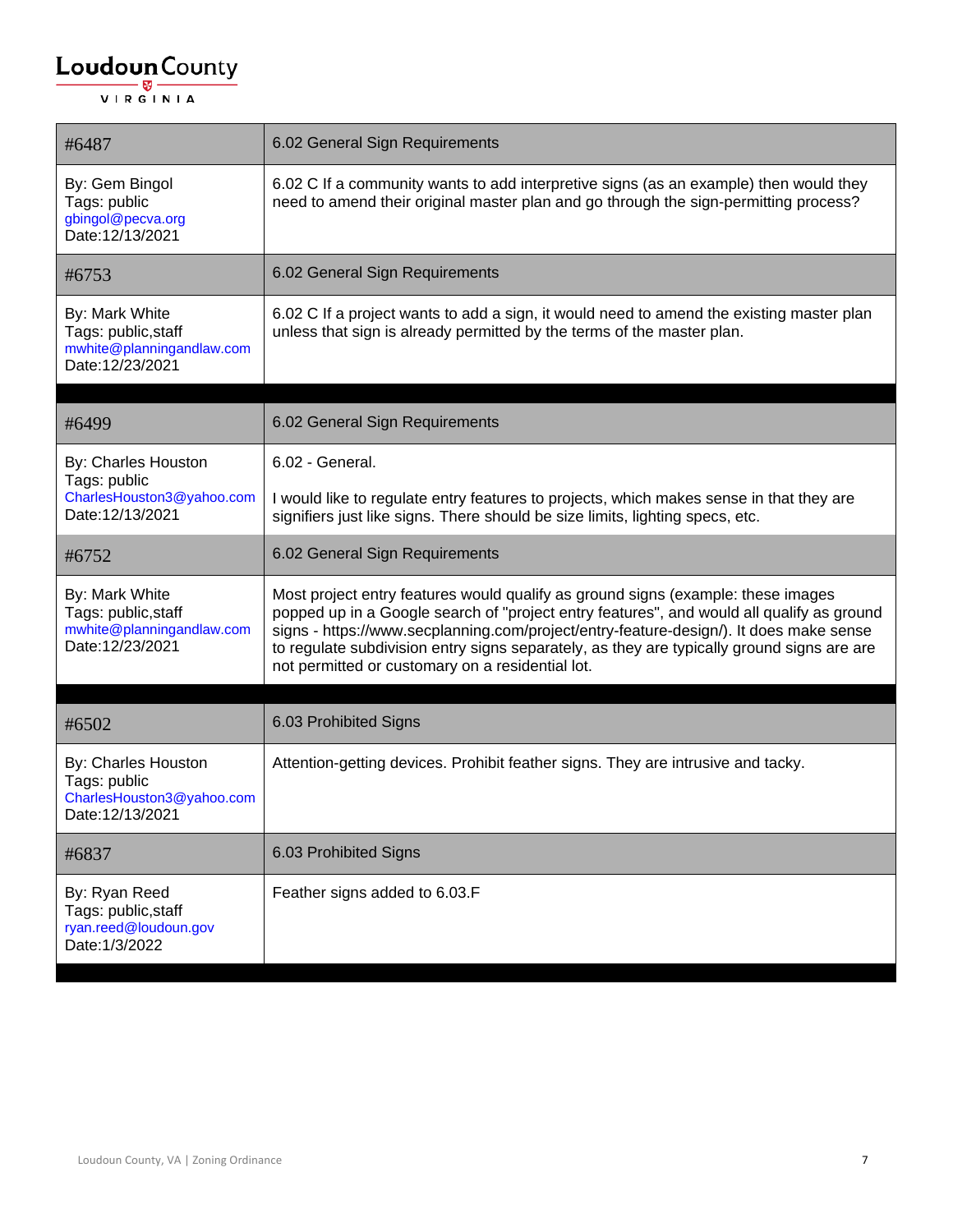| #6487 | 6.02 General Sign Requirements |
| --- | --- |
| By: Gem Bingol<br>Tags: public<br>gbingol@pecva.org<br>Date:12/13/2021 | 6.02 C If a community wants to add interpretive signs (as an example) then would they need to amend their original master plan and go through the sign-permitting process? |
| #6753 | 6.02 General Sign Requirements |
| By: Mark White<br>Tags: public,staff<br>mwhite@planningandlaw.com<br>Date:12/23/2021 | 6.02 C If a project wants to add a sign, it would need to amend the existing master plan unless that sign is already permitted by the terms of the master plan. |

| #6499 | 6.02 General Sign Requirements |
| --- | --- |
| By: Charles Houston<br>Tags: public<br>CharlesHouston3@yahoo.com<br>Date:12/13/2021 | 6.02 - General.<br><br>I would like to regulate entry features to projects, which makes sense in that they are signifiers just like signs. There should be size limits, lighting specs, etc. |
| #6752 | 6.02 General Sign Requirements |
| By: Mark White<br>Tags: public,staff<br>mwhite@planningandlaw.com<br>Date:12/23/2021 | Most project entry features would qualify as ground signs (example: these images popped up in a Google search of "project entry features", and would all qualify as ground signs - https://www.secplanning.com/project/entry-feature-design/). It does make sense to regulate subdivision entry signs separately, as they are typically ground signs are are not permitted or customary on a residential lot. |

| #6502 | 6.03 Prohibited Signs |
| --- | --- |
| By: Charles Houston<br>Tags: public<br>CharlesHouston3@yahoo.com<br>Date:12/13/2021 | Attention-getting devices. Prohibit feather signs. They are intrusive and tacky. |
| #6837 | 6.03 Prohibited Signs |
| By: Ryan Reed<br>Tags: public,staff<br>ryan.reed@loudoun.gov<br>Date:1/3/2022 | Feather signs added to 6.03.F |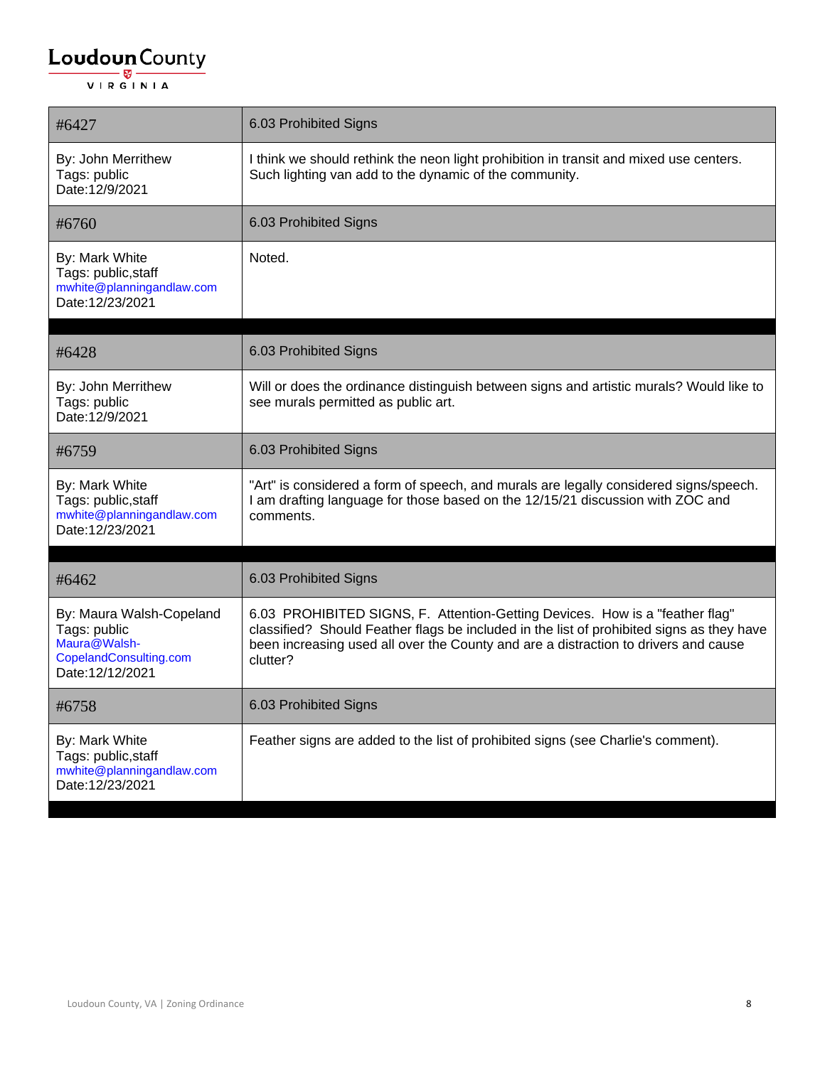| #6427 | 6.03 Prohibited Signs |
|---|---|
| By: John Merrithew<br>Tags: public<br>Date:12/9/2021 | I think we should rethink the neon light prohibition in transit and mixed use centers. Such lighting van add to the dynamic of the community. |
| #6760 | 6.03 Prohibited Signs |
| By: Mark White<br>Tags: public,staff<br>mwhite@planningandlaw.com<br>Date:12/23/2021 | Noted. |

| #6428 | 6.03 Prohibited Signs |
|---|---|
| By: John Merrithew<br>Tags: public<br>Date:12/9/2021 | Will or does the ordinance distinguish between signs and artistic murals? Would like to see murals permitted as public art. |
| #6759 | 6.03 Prohibited Signs |
| By: Mark White<br>Tags: public,staff<br>mwhite@planningandlaw.com<br>Date:12/23/2021 | "Art" is considered a form of speech, and murals are legally considered signs/speech. I am drafting language for those based on the 12/15/21 discussion with ZOC and comments. |

| #6462 | 6.03 Prohibited Signs |
|---|---|
| By: Maura Walsh-Copeland<br>Tags: public<br>Maura@Walsh-CopelandConsulting.com<br>Date:12/12/2021 | 6.03 PROHIBITED SIGNS, F. Attention-Getting Devices. How is a "feather flag" classified? Should Feather flags be included in the list of prohibited signs as they have been increasing used all over the County and are a distraction to drivers and cause clutter? |
| #6758 | 6.03 Prohibited Signs |
| By: Mark White<br>Tags: public,staff<br>mwhite@planningandlaw.com<br>Date:12/23/2021 | Feather signs are added to the list of prohibited signs (see Charlie's comment). |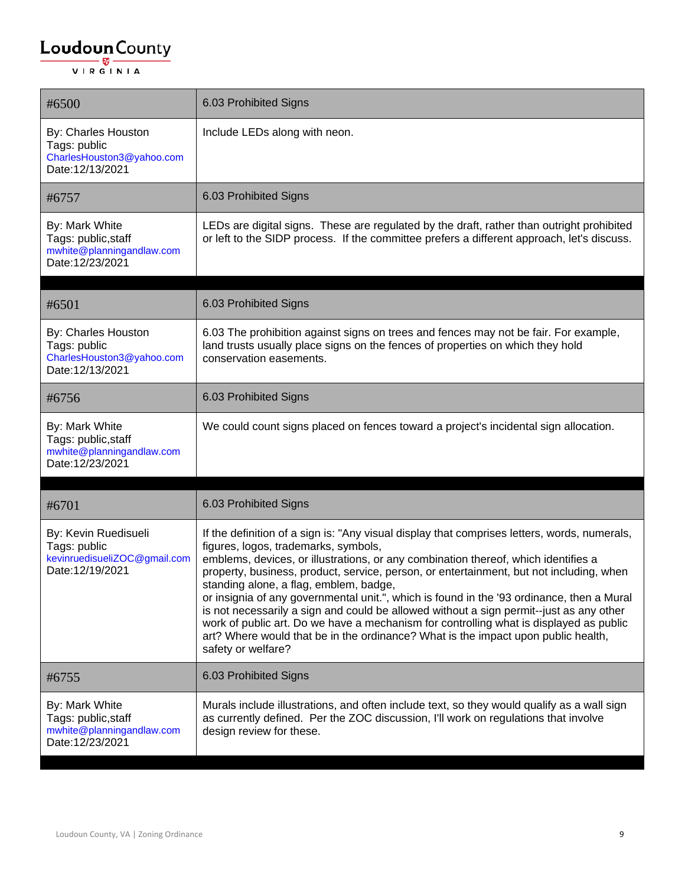| #6500 | 6.03 Prohibited Signs |
|---|---|
| By: Charles Houston<br>Tags: public<br>CharlesHouston3@yahoo.com<br>Date:12/13/2021 | Include LEDs along with neon. |
| #6757 | 6.03 Prohibited Signs |
| By: Mark White<br>Tags: public,staff<br>mwhite@planningandlaw.com<br>Date:12/23/2021 | LEDs are digital signs. These are regulated by the draft, rather than outright prohibited or left to the SIDP process. If the committee prefers a different approach, let's discuss. |

| #6501 | 6.03 Prohibited Signs |
|---|---|
| By: Charles Houston<br>Tags: public<br>CharlesHouston3@yahoo.com<br>Date:12/13/2021 | 6.03 The prohibition against signs on trees and fences may not be fair. For example, land trusts usually place signs on the fences of properties on which they hold conservation easements. |
| #6756 | 6.03 Prohibited Signs |
| By: Mark White<br>Tags: public,staff<br>mwhite@planningandlaw.com<br>Date:12/23/2021 | We could count signs placed on fences toward a project's incidental sign allocation. |

| #6701 | 6.03 Prohibited Signs |
|---|---|
| By: Kevin Ruedisueli<br>Tags: public<br>kevinruedisueliZOC@gmail.com<br>Date:12/19/2021 | If the definition of a sign is: "Any visual display that comprises letters, words, numerals, figures, logos, trademarks, symbols, emblems, devices, or illustrations, or any combination thereof, which identifies a property, business, product, service, person, or entertainment, but not including, when standing alone, a flag, emblem, badge, or insignia of any governmental unit.", which is found in the '93 ordinance, then a Mural is not necessarily a sign and could be allowed without a sign permit--just as any other work of public art. Do we have a mechanism for controlling what is displayed as public art? Where would that be in the ordinance? What is the impact upon public health, safety or welfare? |
| #6755 | 6.03 Prohibited Signs |
| By: Mark White<br>Tags: public,staff<br>mwhite@planningandlaw.com<br>Date:12/23/2021 | Murals include illustrations, and often include text, so they would qualify as a wall sign as currently defined. Per the ZOC discussion, I'll work on regulations that involve design review for these. |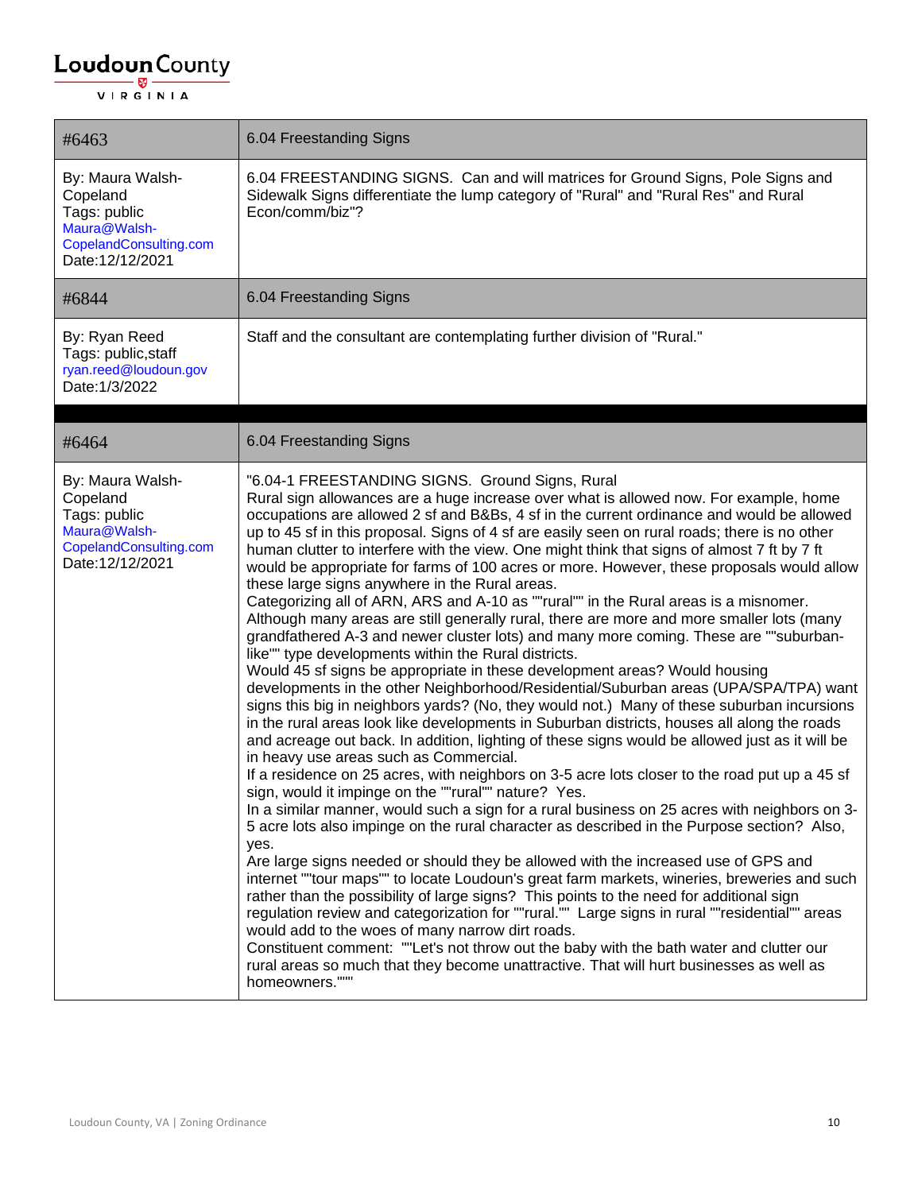| #6463 | 6.04 Freestanding Signs |
|---|---|
| By: Maura Walsh-Copeland<br>Tags: public<br>Maura@Walsh-CopelandConsulting.com<br>Date:12/12/2021 | 6.04 FREESTANDING SIGNS. Can and will matrices for Ground Signs, Pole Signs and Sidewalk Signs differentiate the lump category of "Rural" and "Rural Res" and Rural Econ/comm/biz"? |
| #6844 | 6.04 Freestanding Signs |
| By: Ryan Reed<br>Tags: public,staff<br>ryan.reed@loudoun.gov<br>Date:1/3/2022 | Staff and the consultant are contemplating further division of "Rural." |

| #6464 | 6.04 Freestanding Signs |
|---|---|
| By: Maura Walsh-Copeland<br>Tags: public<br>Maura@Walsh-CopelandConsulting.com<br>Date:12/12/2021 | "6.04-1 FREESTANDING SIGNS. Ground Signs, Rural<br>Rural sign allowances are a huge increase over what is allowed now. For example, home occupations are allowed 2 sf and B&Bs, 4 sf in the current ordinance and would be allowed up to 45 sf in this proposal. Signs of 4 sf are easily seen on rural roads; there is no other human clutter to interfere with the view. One might think that signs of almost 7 ft by 7 ft would be appropriate for farms of 100 acres or more. However, these proposals would allow these large signs anywhere in the Rural areas.<br>Categorizing all of ARN, ARS and A-10 as ""rural"" in the Rural areas is a misnomer. Although many areas are still generally rural, there are more and more smaller lots (many grandfathered A-3 and newer cluster lots) and many more coming. These are ""suburban-like"" type developments within the Rural districts.<br>Would 45 sf signs be appropriate in these development areas? Would housing developments in the other Neighborhood/Residential/Suburban areas (UPA/SPA/TPA) want signs this big in neighbors yards? (No, they would not.) Many of these suburban incursions in the rural areas look like developments in Suburban districts, houses all along the roads and acreage out back. In addition, lighting of these signs would be allowed just as it will be in heavy use areas such as Commercial.<br>If a residence on 25 acres, with neighbors on 3-5 acre lots closer to the road put up a 45 sf sign, would it impinge on the ""rural"" nature? Yes.<br>In a similar manner, would such a sign for a rural business on 25 acres with neighbors on 3-5 acre lots also impinge on the rural character as described in the Purpose section? Also, yes.<br>Are large signs needed or should they be allowed with the increased use of GPS and internet ""tour maps"" to locate Loudoun's great farm markets, wineries, breweries and such rather than the possibility of large signs? This points to the need for additional sign regulation review and categorization for ""rural."" Large signs in rural ""residential"" areas would add to the woes of many narrow dirt roads.<br>Constituent comment: ""Let's not throw out the baby with the bath water and clutter our rural areas so much that they become unattractive. That will hurt businesses as well as homeowners."""" |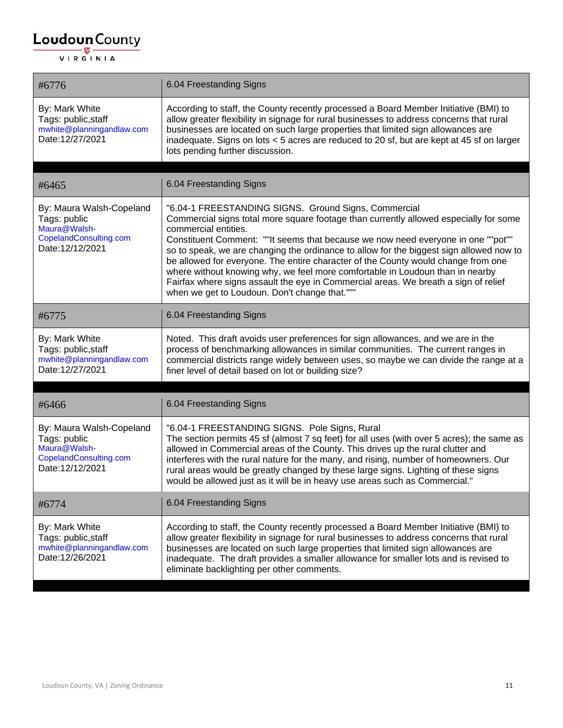| #6776 | 6.04 Freestanding Signs |
|---|---|
| By: Mark White<br>Tags: public,staff<br>mwhite@planningandlaw.com<br>Date:12/27/2021 | According to staff, the County recently processed a Board Member Initiative (BMI) to allow greater flexibility in signage for rural businesses to address concerns that rural businesses are located on such large properties that limited sign allowances are inadequate. Signs on lots < 5 acres are reduced to 20 sf, but are kept at 45 sf on larger lots pending further discussion. |

| #6465 | 6.04 Freestanding Signs |
|---|---|
| By: Maura Walsh-Copeland<br>Tags: public<br>Maura@Walsh-CopelandConsulting.com<br>Date:12/12/2021 | "6.04-1 FREESTANDING SIGNS. Ground Signs, Commercial<br>Commercial signs total more square footage than currently allowed especially for some commercial entities.<br>Constituent Comment: ""It seems that because we now need everyone in one ""pot"" so to speak, we are changing the ordinance to allow for the biggest sign allowed now to be allowed for everyone. The entire character of the County would change from one where without knowing why, we feel more comfortable in Loudoun than in nearby Fairfax where signs assault the eye in Commercial areas. We breath a sign of relief when we get to Loudoun. Don't change that.""" |
| #6775 | 6.04 Freestanding Signs |
| By: Mark White<br>Tags: public,staff<br>mwhite@planningandlaw.com<br>Date:12/27/2021 | Noted. This draft avoids user preferences for sign allowances, and we are in the process of benchmarking allowances in similar communities. The current ranges in commercial districts range widely between uses, so maybe we can divide the range at a finer level of detail based on lot or building size? |

| #6466 | 6.04 Freestanding Signs |
|---|---|
| By: Maura Walsh-Copeland<br>Tags: public<br>Maura@Walsh-CopelandConsulting.com<br>Date:12/12/2021 | "6.04-1 FREESTANDING SIGNS. Pole Signs, Rural<br>The section permits 45 sf (almost 7 sq feet) for all uses (with over 5 acres); the same as allowed in Commercial areas of the County. This drives up the rural clutter and interferes with the rural nature for the many, and rising, number of homeowners. Our rural areas would be greatly changed by these large signs. Lighting of these signs would be allowed just as it will be in heavy use areas such as Commercial." |
| #6774 | 6.04 Freestanding Signs |
| By: Mark White<br>Tags: public,staff<br>mwhite@planningandlaw.com<br>Date:12/26/2021 | According to staff, the County recently processed a Board Member Initiative (BMI) to allow greater flexibility in signage for rural businesses to address concerns that rural businesses are located on such large properties that limited sign allowances are inadequate. The draft provides a smaller allowance for smaller lots and is revised to eliminate backlighting per other comments. |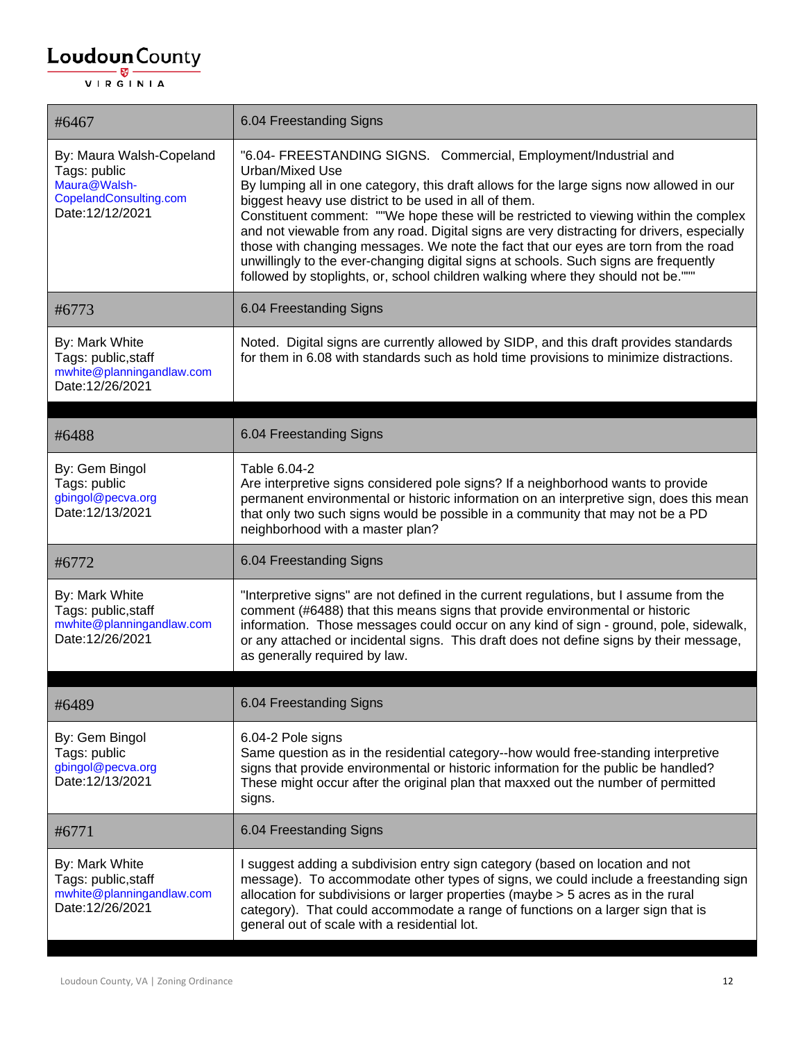| #6467 | 6.04 Freestanding Signs |
|---|---|
| By: Maura Walsh-Copeland<br>Tags: public<br>Maura@Walsh-CopelandConsulting.com<br>Date:12/12/2021 | "6.04- FREESTANDING SIGNS. Commercial, Employment/Industrial and Urban/Mixed Use<br>By lumping all in one category, this draft allows for the large signs now allowed in our biggest heavy use district to be used in all of them.<br>Constituent comment: ""We hope these will be restricted to viewing within the complex and not viewable from any road. Digital signs are very distracting for drivers, especially those with changing messages. We note the fact that our eyes are torn from the road unwillingly to the ever-changing digital signs at schools. Such signs are frequently followed by stoplights, or, school children walking where they should not be."""" |
| #6773 | 6.04 Freestanding Signs |
| By: Mark White<br>Tags: public,staff<br>mwhite@planningandlaw.com<br>Date:12/26/2021 | Noted. Digital signs are currently allowed by SIDP, and this draft provides standards for them in 6.08 with standards such as hold time provisions to minimize distractions. |

| #6488 | 6.04 Freestanding Signs |
|---|---|
| By: Gem Bingol<br>Tags: public<br>gbingol@pecva.org<br>Date:12/13/2021 | Table 6.04-2<br>Are interpretive signs considered pole signs? If a neighborhood wants to provide permanent environmental or historic information on an interpretive sign, does this mean that only two such signs would be possible in a community that may not be a PD neighborhood with a master plan? |
| #6772 | 6.04 Freestanding Signs |
| By: Mark White<br>Tags: public,staff<br>mwhite@planningandlaw.com<br>Date:12/26/2021 | "Interpretive signs" are not defined in the current regulations, but I assume from the comment (#6488) that this means signs that provide environmental or historic information. Those messages could occur on any kind of sign - ground, pole, sidewalk, or any attached or incidental signs. This draft does not define signs by their message, as generally required by law. |

| #6489 | 6.04 Freestanding Signs |
|---|---|
| By: Gem Bingol<br>Tags: public<br>gbingol@pecva.org<br>Date:12/13/2021 | 6.04-2 Pole signs<br>Same question as in the residential category--how would free-standing interpretive signs that provide environmental or historic information for the public be handled? These might occur after the original plan that maxxed out the number of permitted signs. |
| #6771 | 6.04 Freestanding Signs |
| By: Mark White<br>Tags: public,staff<br>mwhite@planningandlaw.com<br>Date:12/26/2021 | I suggest adding a subdivision entry sign category (based on location and not message). To accommodate other types of signs, we could include a freestanding sign allocation for subdivisions or larger properties (maybe > 5 acres as in the rural category). That could accommodate a range of functions on a larger sign that is general out of scale with a residential lot. |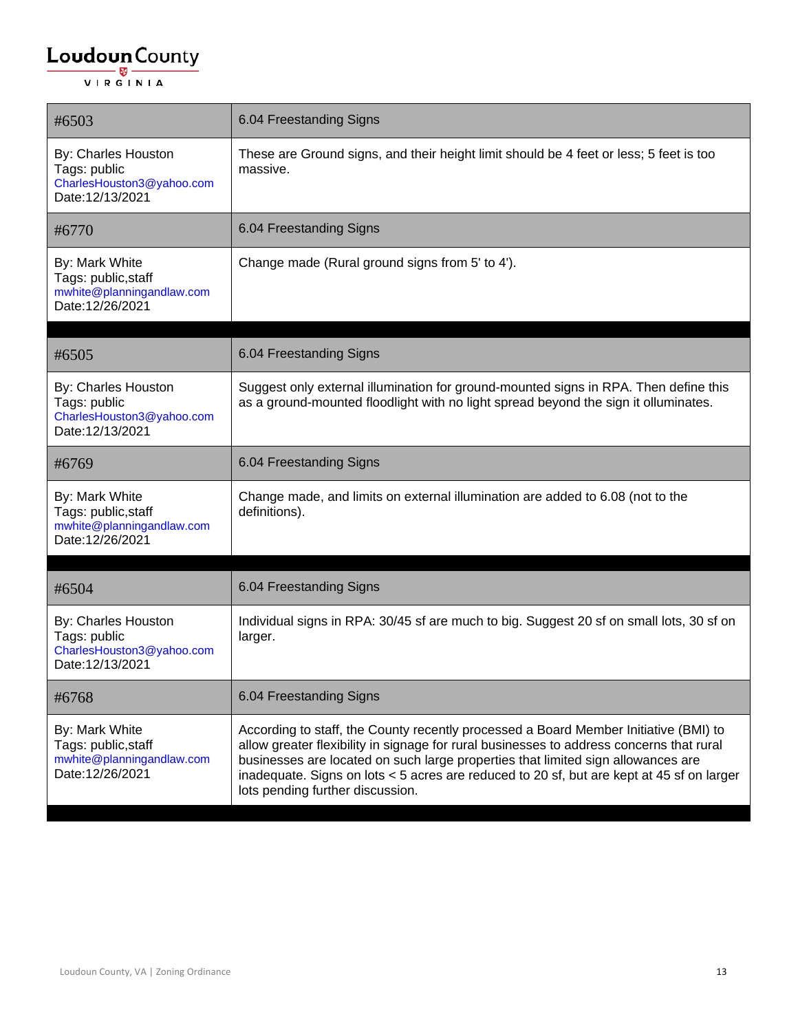| #6503 | 6.04 Freestanding Signs |
| --- | --- |
| By: Charles Houston<br>Tags: public<br>CharlesHouston3@yahoo.com<br>Date:12/13/2021 | These are Ground signs, and their height limit should be 4 feet or less; 5 feet is too massive. |
| #6770 | 6.04 Freestanding Signs |
| By: Mark White<br>Tags: public,staff<br>mwhite@planningandlaw.com<br>Date:12/26/2021 | Change made (Rural ground signs from 5' to 4'). |

| #6505 | 6.04 Freestanding Signs |
| --- | --- |
| By: Charles Houston<br>Tags: public<br>CharlesHouston3@yahoo.com<br>Date:12/13/2021 | Suggest only external illumination for ground-mounted signs in RPA. Then define this as a ground-mounted floodlight with no light spread beyond the sign it olluminates. |
| #6769 | 6.04 Freestanding Signs |
| By: Mark White<br>Tags: public,staff<br>mwhite@planningandlaw.com<br>Date:12/26/2021 | Change made, and limits on external illumination are added to 6.08 (not to the definitions). |

| #6504 | 6.04 Freestanding Signs |
| --- | --- |
| By: Charles Houston<br>Tags: public<br>CharlesHouston3@yahoo.com<br>Date:12/13/2021 | Individual signs in RPA: 30/45 sf are much to big. Suggest 20 sf on small lots, 30 sf on larger. |
| #6768 | 6.04 Freestanding Signs |
| By: Mark White<br>Tags: public,staff<br>mwhite@planningandlaw.com<br>Date:12/26/2021 | According to staff, the County recently processed a Board Member Initiative (BMI) to allow greater flexibility in signage for rural businesses to address concerns that rural businesses are located on such large properties that limited sign allowances are inadequate. Signs on lots < 5 acres are reduced to 20 sf, but are kept at 45 sf on larger lots pending further discussion. |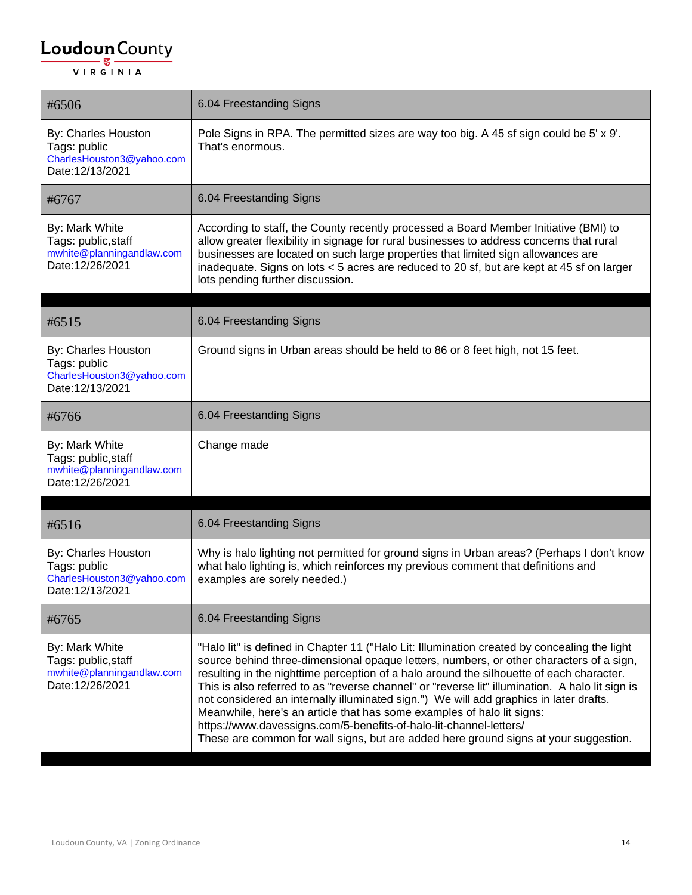| #6506 | 6.04 Freestanding Signs |
| --- | --- |
| By: Charles Houston<br>Tags: public<br>CharlesHouston3@yahoo.com<br>Date:12/13/2021 | Pole Signs in RPA. The permitted sizes are way too big. A 45 sf sign could be 5' x 9'. That's enormous. |
| #6767 | 6.04 Freestanding Signs |
| By: Mark White<br>Tags: public,staff<br>mwhite@planningandlaw.com<br>Date:12/26/2021 | According to staff, the County recently processed a Board Member Initiative (BMI) to allow greater flexibility in signage for rural businesses to address concerns that rural businesses are located on such large properties that limited sign allowances are inadequate. Signs on lots < 5 acres are reduced to 20 sf, but are kept at 45 sf on larger lots pending further discussion. |

| #6515 | 6.04 Freestanding Signs |
| --- | --- |
| By: Charles Houston<br>Tags: public<br>CharlesHouston3@yahoo.com<br>Date:12/13/2021 | Ground signs in Urban areas should be held to 86 or 8 feet high, not 15 feet. |
| #6766 | 6.04 Freestanding Signs |
| By: Mark White<br>Tags: public,staff<br>mwhite@planningandlaw.com<br>Date:12/26/2021 | Change made |

| #6516 | 6.04 Freestanding Signs |
| --- | --- |
| By: Charles Houston<br>Tags: public<br>CharlesHouston3@yahoo.com<br>Date:12/13/2021 | Why is halo lighting not permitted for ground signs in Urban areas? (Perhaps I don't know what halo lighting is, which reinforces my previous comment that definitions and examples are sorely needed.) |
| #6765 | 6.04 Freestanding Signs |
| By: Mark White<br>Tags: public,staff<br>mwhite@planningandlaw.com<br>Date:12/26/2021 | "Halo lit" is defined in Chapter 11 ("Halo Lit: Illumination created by concealing the light source behind three-dimensional opaque letters, numbers, or other characters of a sign, resulting in the nighttime perception of a halo around the silhouette of each character. This is also referred to as "reverse channel" or "reverse lit" illumination. A halo lit sign is not considered an internally illuminated sign.") We will add graphics in later drafts. Meanwhile, here's an article that has some examples of halo lit signs: https://www.davessigns.com/5-benefits-of-halo-lit-channel-letters/<br>These are common for wall signs, but are added here ground signs at your suggestion. |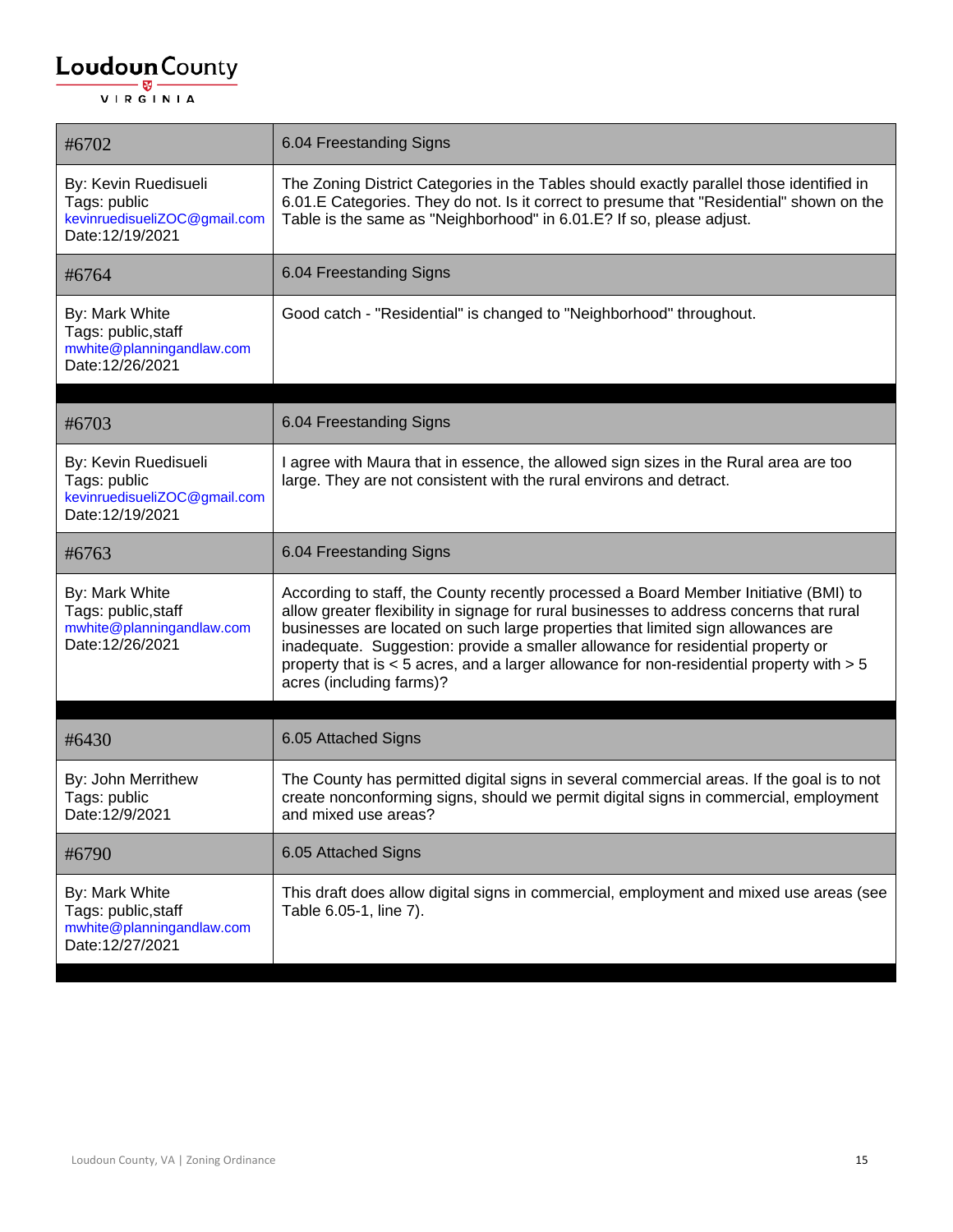| #6702 | 6.04 Freestanding Signs |
|---|---|
| By: Kevin Ruedisueli<br>Tags: public<br>kevinruedisueliZOC@gmail.com<br>Date:12/19/2021 | The Zoning District Categories in the Tables should exactly parallel those identified in 6.01.E Categories. They do not. Is it correct to presume that "Residential" shown on the Table is the same as "Neighborhood" in 6.01.E? If so, please adjust. |
| #6764 | 6.04 Freestanding Signs |
| By: Mark White<br>Tags: public,staff<br>mwhite@planningandlaw.com<br>Date:12/26/2021 | Good catch - "Residential" is changed to "Neighborhood" throughout. |

| #6703 | 6.04 Freestanding Signs |
|---|---|
| By: Kevin Ruedisueli<br>Tags: public<br>kevinruedisueliZOC@gmail.com<br>Date:12/19/2021 | I agree with Maura that in essence, the allowed sign sizes in the Rural area are too large. They are not consistent with the rural environs and detract. |
| #6763 | 6.04 Freestanding Signs |
| By: Mark White<br>Tags: public,staff<br>mwhite@planningandlaw.com<br>Date:12/26/2021 | According to staff, the County recently processed a Board Member Initiative (BMI) to allow greater flexibility in signage for rural businesses to address concerns that rural businesses are located on such large properties that limited sign allowances are inadequate. Suggestion: provide a smaller allowance for residential property or property that is < 5 acres, and a larger allowance for non-residential property with > 5 acres (including farms)? |

| #6430 | 6.05 Attached Signs |
|---|---|
| By: John Merrithew<br>Tags: public<br>Date:12/9/2021 | The County has permitted digital signs in several commercial areas. If the goal is to not create nonconforming signs, should we permit digital signs in commercial, employment and mixed use areas? |
| #6790 | 6.05 Attached Signs |
| By: Mark White<br>Tags: public,staff<br>mwhite@planningandlaw.com<br>Date:12/27/2021 | This draft does allow digital signs in commercial, employment and mixed use areas (see Table 6.05-1, line 7). |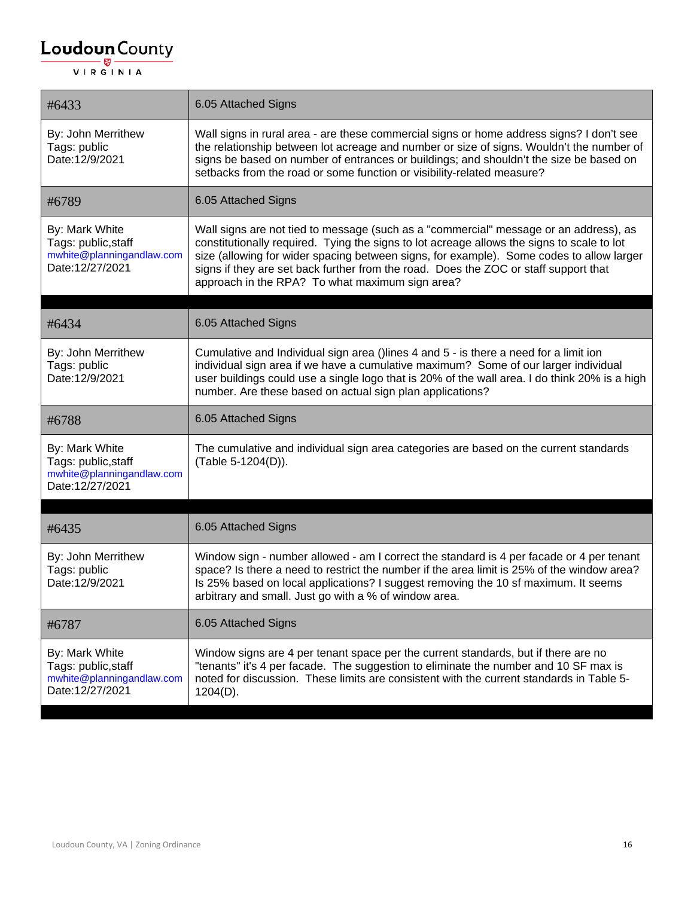| #6433 | 6.05 Attached Signs |
| --- | --- |
| By: John Merrithew<br>Tags: public<br>Date:12/9/2021 | Wall signs in rural area - are these commercial signs or home address signs? I don't see the relationship between lot acreage and number or size of signs. Wouldn't the number of signs be based on number of entrances or buildings; and shouldn't the size be based on setbacks from the road or some function or visibility-related measure? |
| #6789 | 6.05 Attached Signs |
| By: Mark White<br>Tags: public,staff<br>mwhite@planningandlaw.com<br>Date:12/27/2021 | Wall signs are not tied to message (such as a "commercial" message or an address), as constitutionally required. Tying the signs to lot acreage allows the signs to scale to lot size (allowing for wider spacing between signs, for example). Some codes to allow larger signs if they are set back further from the road. Does the ZOC or staff support that approach in the RPA? To what maximum sign area? |

| #6434 | 6.05 Attached Signs |
| --- | --- |
| By: John Merrithew<br>Tags: public<br>Date:12/9/2021 | Cumulative and Individual sign area ()lines 4 and 5 - is there a need for a limit ion individual sign area if we have a cumulative maximum? Some of our larger individual user buildings could use a single logo that is 20% of the wall area. I do think 20% is a high number. Are these based on actual sign plan applications? |
| #6788 | 6.05 Attached Signs |
| By: Mark White<br>Tags: public,staff<br>mwhite@planningandlaw.com<br>Date:12/27/2021 | The cumulative and individual sign area categories are based on the current standards (Table 5-1204(D)). |

| #6435 | 6.05 Attached Signs |
| --- | --- |
| By: John Merrithew<br>Tags: public<br>Date:12/9/2021 | Window sign - number allowed - am I correct the standard is 4 per facade or 4 per tenant space? Is there a need to restrict the number if the area limit is 25% of the window area? Is 25% based on local applications? I suggest removing the 10 sf maximum. It seems arbitrary and small. Just go with a % of window area. |
| #6787 | 6.05 Attached Signs |
| By: Mark White<br>Tags: public,staff<br>mwhite@planningandlaw.com<br>Date:12/27/2021 | Window signs are 4 per tenant space per the current standards, but if there are no "tenants" it's 4 per facade. The suggestion to eliminate the number and 10 SF max is noted for discussion. These limits are consistent with the current standards in Table 5-1204(D). |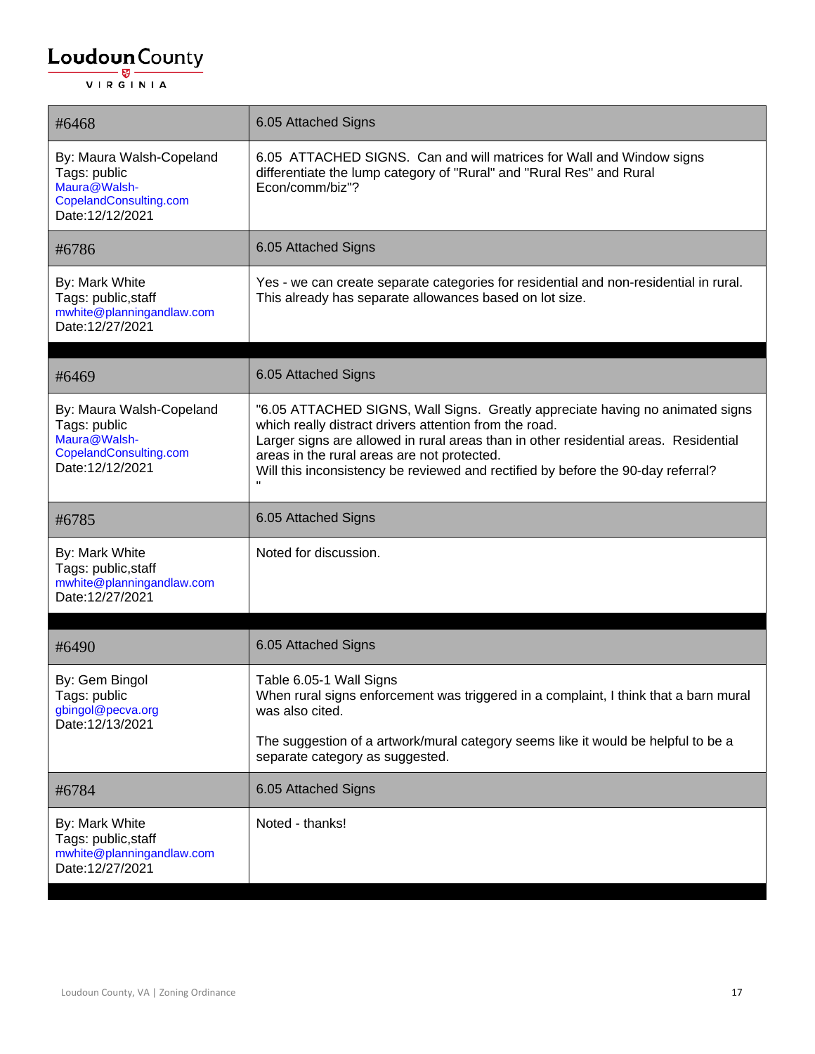| #6468 | 6.05 Attached Signs |
|---|---|
| By: Maura Walsh-Copeland<br>Tags: public<br>Maura@Walsh-CopelandConsulting.com<br>Date:12/12/2021 | 6.05 ATTACHED SIGNS. Can and will matrices for Wall and Window signs differentiate the lump category of "Rural" and "Rural Res" and Rural Econ/comm/biz"? |
| #6786 | 6.05 Attached Signs |
| By: Mark White<br>Tags: public,staff<br>mwhite@planningandlaw.com<br>Date:12/27/2021 | Yes - we can create separate categories for residential and non-residential in rural. This already has separate allowances based on lot size. |

| #6469 | 6.05 Attached Signs |
|---|---|
| By: Maura Walsh-Copeland<br>Tags: public<br>Maura@Walsh-CopelandConsulting.com<br>Date:12/12/2021 | "6.05 ATTACHED SIGNS, Wall Signs. Greatly appreciate having no animated signs which really distract drivers attention from the road.<br>Larger signs are allowed in rural areas than in other residential areas. Residential areas in the rural areas are not protected.<br>Will this inconsistency be reviewed and rectified by before the 90-day referral?<br>" |
| #6785 | 6.05 Attached Signs |
| By: Mark White<br>Tags: public,staff<br>mwhite@planningandlaw.com<br>Date:12/27/2021 | Noted for discussion. |

| #6490 | 6.05 Attached Signs |
|---|---|
| By: Gem Bingol<br>Tags: public<br>gbingol@pecva.org<br>Date:12/13/2021 | Table 6.05-1 Wall Signs<br>When rural signs enforcement was triggered in a complaint, I think that a barn mural was also cited.<br><br>The suggestion of a artwork/mural category seems like it would be helpful to be a separate category as suggested. |
| #6784 | 6.05 Attached Signs |
| By: Mark White<br>Tags: public,staff<br>mwhite@planningandlaw.com<br>Date:12/27/2021 | Noted - thanks! |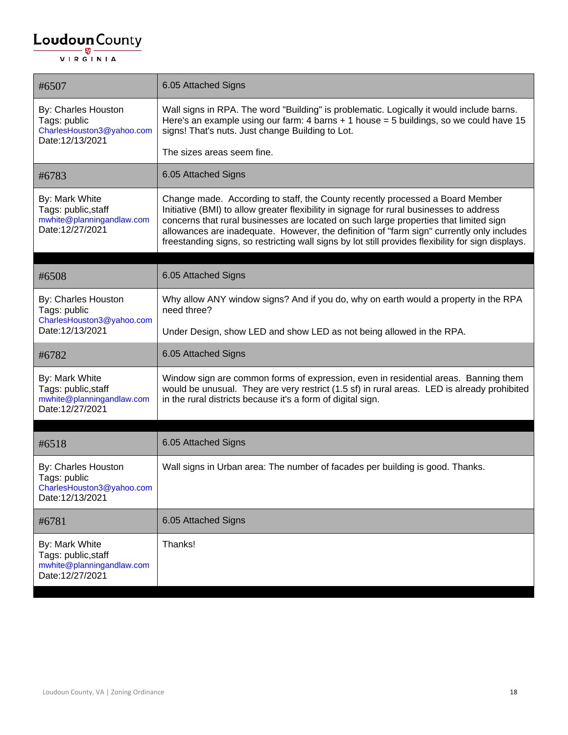| #6507 | 6.05 Attached Signs |
|---|---|
| By: Charles Houston<br>Tags: public<br>CharlesHouston3@yahoo.com<br>Date:12/13/2021 | Wall signs in RPA. The word "Building" is problematic. Logically it would include barns. Here's an example using our farm: 4 barns + 1 house = 5 buildings, so we could have 15 signs! That's nuts. Just change Building to Lot.<br><br>The sizes areas seem fine. |
| #6783 | 6.05 Attached Signs |
| By: Mark White<br>Tags: public,staff<br>mwhite@planningandlaw.com<br>Date:12/27/2021 | Change made. According to staff, the County recently processed a Board Member Initiative (BMI) to allow greater flexibility in signage for rural businesses to address concerns that rural businesses are located on such large properties that limited sign allowances are inadequate. However, the definition of "farm sign" currently only includes freestanding signs, so restricting wall signs by lot still provides flexibility for sign displays. |

| #6508 | 6.05 Attached Signs |
|---|---|
| By: Charles Houston<br>Tags: public<br>CharlesHouston3@yahoo.com<br>Date:12/13/2021 | Why allow ANY window signs? And if you do, why on earth would a property in the RPA need three?<br><br>Under Design, show LED and show LED as not being allowed in the RPA. |
| #6782 | 6.05 Attached Signs |
| By: Mark White<br>Tags: public,staff<br>mwhite@planningandlaw.com<br>Date:12/27/2021 | Window sign are common forms of expression, even in residential areas. Banning them would be unusual. They are very restrict (1.5 sf) in rural areas. LED is already prohibited in the rural districts because it's a form of digital sign. |

| #6518 | 6.05 Attached Signs |
|---|---|
| By: Charles Houston<br>Tags: public<br>CharlesHouston3@yahoo.com<br>Date:12/13/2021 | Wall signs in Urban area: The number of facades per building is good. Thanks. |
| #6781 | 6.05 Attached Signs |
| By: Mark White<br>Tags: public,staff<br>mwhite@planningandlaw.com<br>Date:12/27/2021 | Thanks! |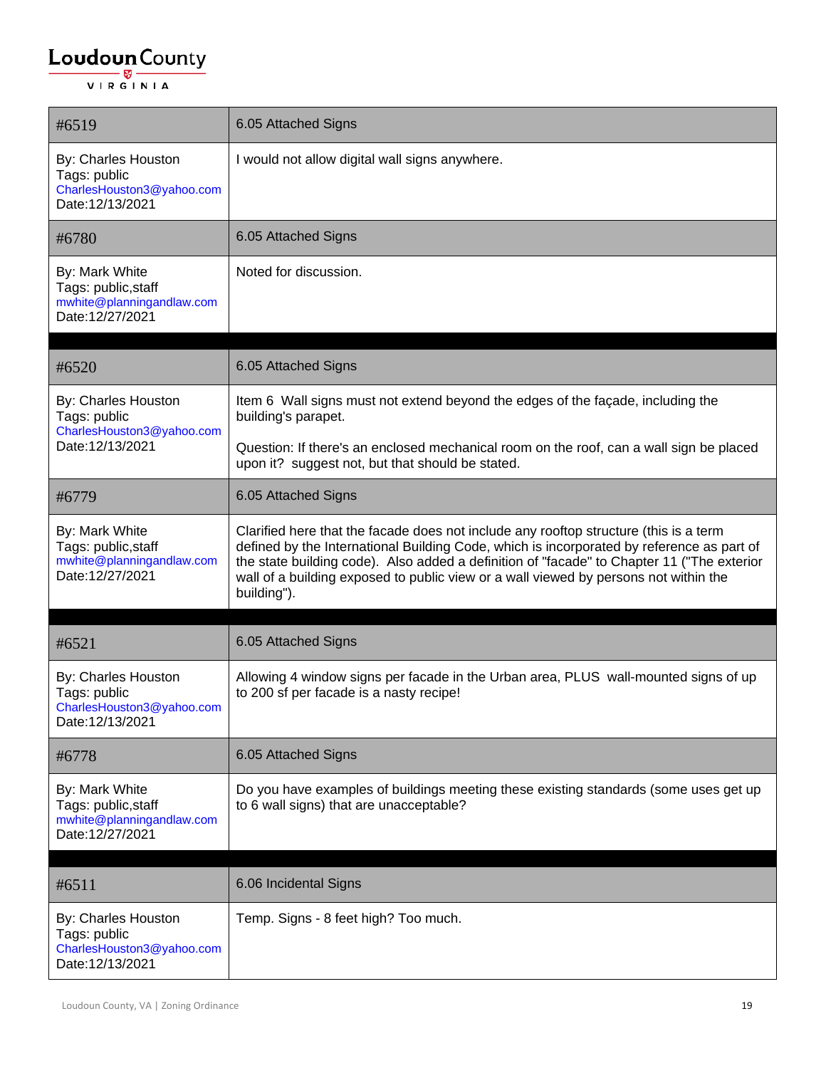| #6519 | 6.05 Attached Signs |
|---|---|
| By: Charles Houston<br>Tags: public<br>CharlesHouston3@yahoo.com<br>Date:12/13/2021 | I would not allow digital wall signs anywhere. |
| #6780 | 6.05 Attached Signs |
| By: Mark White<br>Tags: public,staff<br>mwhite@planningandlaw.com<br>Date:12/27/2021 | Noted for discussion. |

| #6520 | 6.05 Attached Signs |
|---|---|
| By: Charles Houston<br>Tags: public<br>CharlesHouston3@yahoo.com<br>Date:12/13/2021 | Item 6 Wall signs must not extend beyond the edges of the façade, including the building's parapet.<br><br>Question: If there's an enclosed mechanical room on the roof, can a wall sign be placed upon it? suggest not, but that should be stated. |
| #6779 | 6.05 Attached Signs |
| By: Mark White<br>Tags: public,staff<br>mwhite@planningandlaw.com<br>Date:12/27/2021 | Clarified here that the facade does not include any rooftop structure (this is a term defined by the International Building Code, which is incorporated by reference as part of the state building code). Also added a definition of "facade" to Chapter 11 ("The exterior wall of a building exposed to public view or a wall viewed by persons not within the building"). |

| #6521 | 6.05 Attached Signs |
|---|---|
| By: Charles Houston<br>Tags: public<br>CharlesHouston3@yahoo.com<br>Date:12/13/2021 | Allowing 4 window signs per facade in the Urban area, PLUS wall-mounted signs of up to 200 sf per facade is a nasty recipe! |
| #6778 | 6.05 Attached Signs |
| By: Mark White<br>Tags: public,staff<br>mwhite@planningandlaw.com<br>Date:12/27/2021 | Do you have examples of buildings meeting these existing standards (some uses get up to 6 wall signs) that are unacceptable? |

| #6511 | 6.06 Incidental Signs |
|---|---|
| By: Charles Houston<br>Tags: public<br>CharlesHouston3@yahoo.com<br>Date:12/13/2021 | Temp. Signs - 8 feet high? Too much. |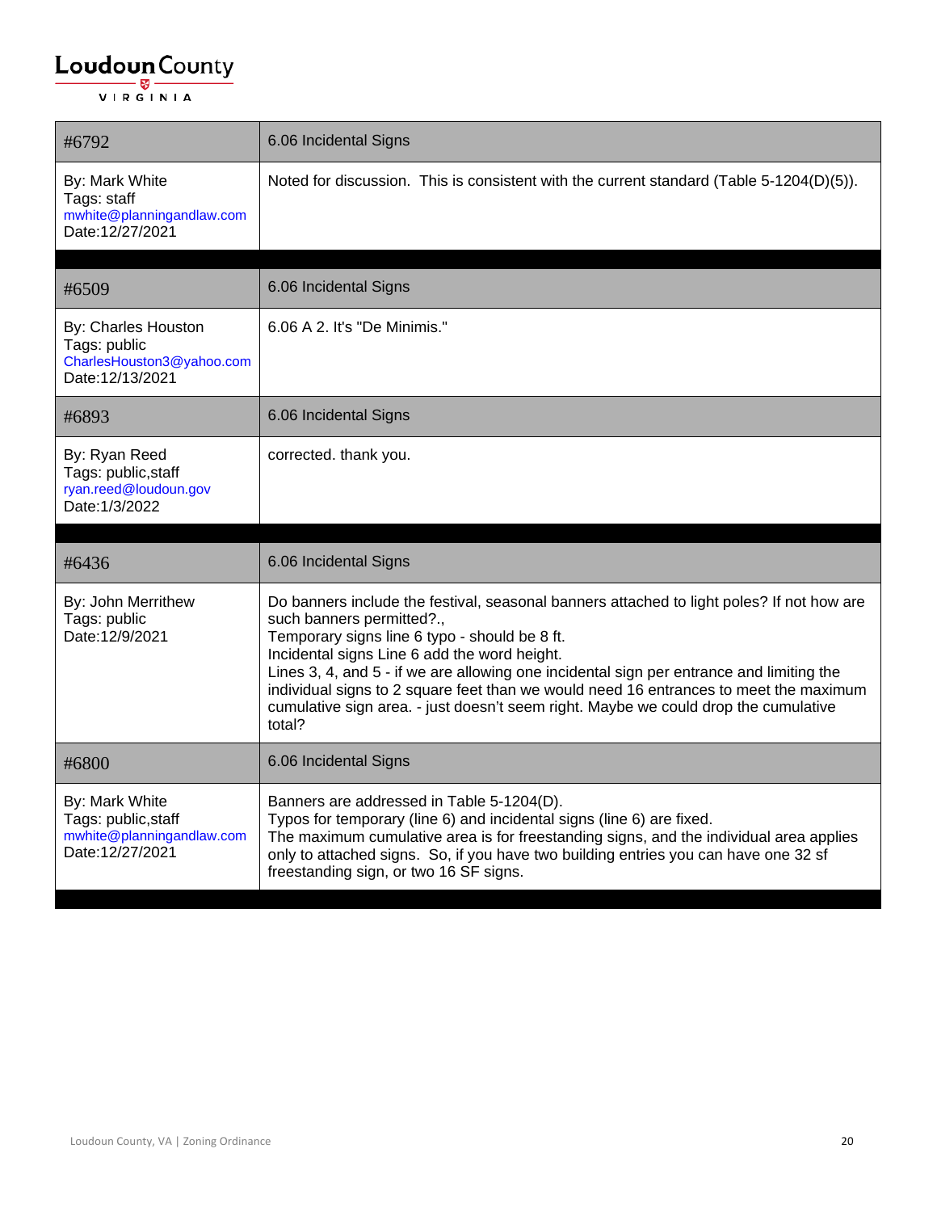| #6792 | 6.06 Incidental Signs |
|---|---|
| By: Mark White<br>Tags: staff<br>mwhite@planningandlaw.com<br>Date:12/27/2021 | Noted for discussion. This is consistent with the current standard (Table 5-1204(D)(5)). |

| #6509 | 6.06 Incidental Signs |
|---|---|
| By: Charles Houston<br>Tags: public<br>CharlesHouston3@yahoo.com<br>Date:12/13/2021 | 6.06 A 2. It's "De Minimis." |
| #6893 | 6.06 Incidental Signs |
| By: Ryan Reed<br>Tags: public,staff<br>ryan.reed@loudoun.gov<br>Date:1/3/2022 | corrected. thank you. |

| #6436 | 6.06 Incidental Signs |
|---|---|
| By: John Merrithew<br>Tags: public<br>Date:12/9/2021 | Do banners include the festival, seasonal banners attached to light poles? If not how are such banners permitted?.,<br>Temporary signs line 6 typo - should be 8 ft.<br>Incidental signs Line 6 add the word height.<br>Lines 3, 4, and 5 - if we are allowing one incidental sign per entrance and limiting the individual signs to 2 square feet than we would need 16 entrances to meet the maximum cumulative sign area. - just doesn't seem right. Maybe we could drop the cumulative total? |
| #6800 | 6.06 Incidental Signs |
| By: Mark White<br>Tags: public,staff<br>mwhite@planningandlaw.com<br>Date:12/27/2021 | Banners are addressed in Table 5-1204(D).<br>Typos for temporary (line 6) and incidental signs (line 6) are fixed.<br>The maximum cumulative area is for freestanding signs, and the individual area applies only to attached signs. So, if you have two building entries you can have one 32 sf freestanding sign, or two 16 SF signs. |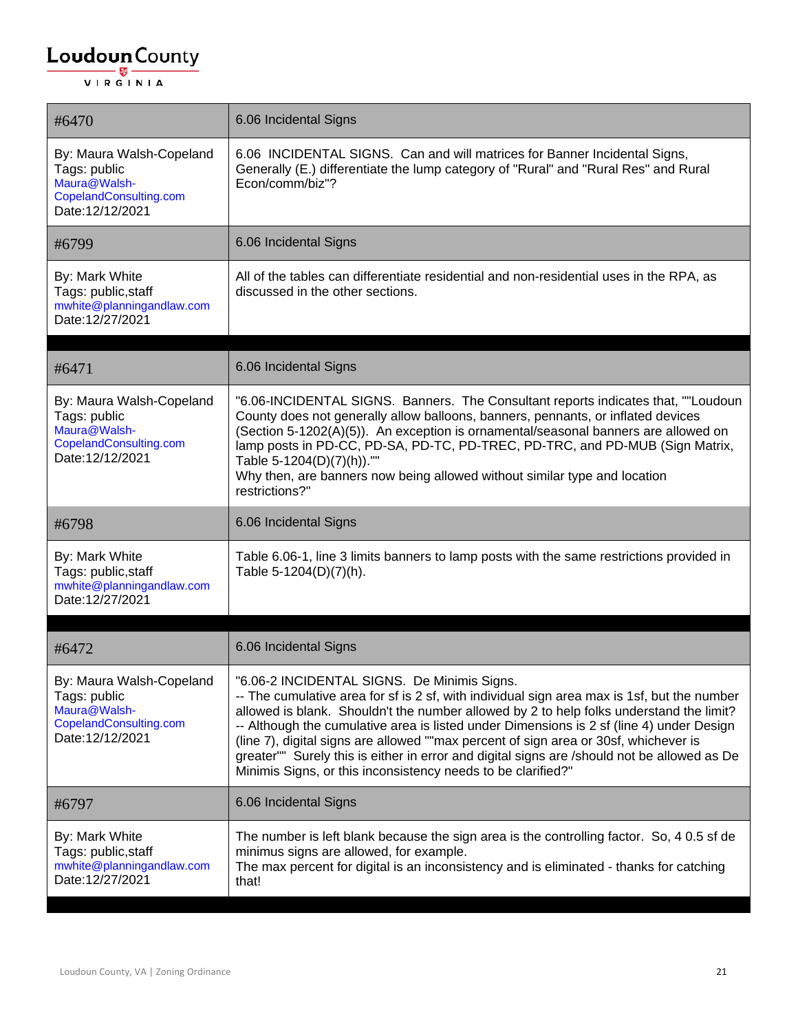| #6470 | 6.06 Incidental Signs |
|---|---|
| By: Maura Walsh-Copeland<br>Tags: public<br>Maura@Walsh-CopelandConsulting.com<br>Date:12/12/2021 | 6.06 INCIDENTAL SIGNS. Can and will matrices for Banner Incidental Signs, Generally (E.) differentiate the lump category of "Rural" and "Rural Res" and Rural Econ/comm/biz"? |
| #6799 | 6.06 Incidental Signs |
| By: Mark White<br>Tags: public,staff<br>mwhite@planningandlaw.com<br>Date:12/27/2021 | All of the tables can differentiate residential and non-residential uses in the RPA, as discussed in the other sections. |

| #6471 | 6.06 Incidental Signs |
|---|---|
| By: Maura Walsh-Copeland<br>Tags: public<br>Maura@Walsh-CopelandConsulting.com<br>Date:12/12/2021 | "6.06-INCIDENTAL SIGNS. Banners. The Consultant reports indicates that, ""Loudoun County does not generally allow balloons, banners, pennants, or inflated devices (Section 5-1202(A)(5)). An exception is ornamental/seasonal banners are allowed on lamp posts in PD-CC, PD-SA, PD-TC, PD-TREC, PD-TRC, and PD-MUB (Sign Matrix, Table 5-1204(D)(7)(h)).""<br>Why then, are banners now being allowed without similar type and location restrictions?" |
| #6798 | 6.06 Incidental Signs |
| By: Mark White<br>Tags: public,staff<br>mwhite@planningandlaw.com<br>Date:12/27/2021 | Table 6.06-1, line 3 limits banners to lamp posts with the same restrictions provided in Table 5-1204(D)(7)(h). |

| #6472 | 6.06 Incidental Signs |
|---|---|
| By: Maura Walsh-Copeland<br>Tags: public<br>Maura@Walsh-CopelandConsulting.com<br>Date:12/12/2021 | "6.06-2 INCIDENTAL SIGNS. De Minimis Signs.<br>-- The cumulative area for sf is 2 sf, with individual sign area max is 1sf, but the number allowed is blank. Shouldn't the number allowed by 2 to help folks understand the limit?<br>-- Although the cumulative area is listed under Dimensions is 2 sf (line 4) under Design (line 7), digital signs are allowed ""max percent of sign area or 30sf, whichever is greater"" Surely this is either in error and digital signs are /should not be allowed as De Minimis Signs, or this inconsistency needs to be clarified?" |
| #6797 | 6.06 Incidental Signs |
| By: Mark White<br>Tags: public,staff<br>mwhite@planningandlaw.com<br>Date:12/27/2021 | The number is left blank because the sign area is the controlling factor. So, 4 0.5 sf de minimus signs are allowed, for example.<br>The max percent for digital is an inconsistency and is eliminated - thanks for catching that! |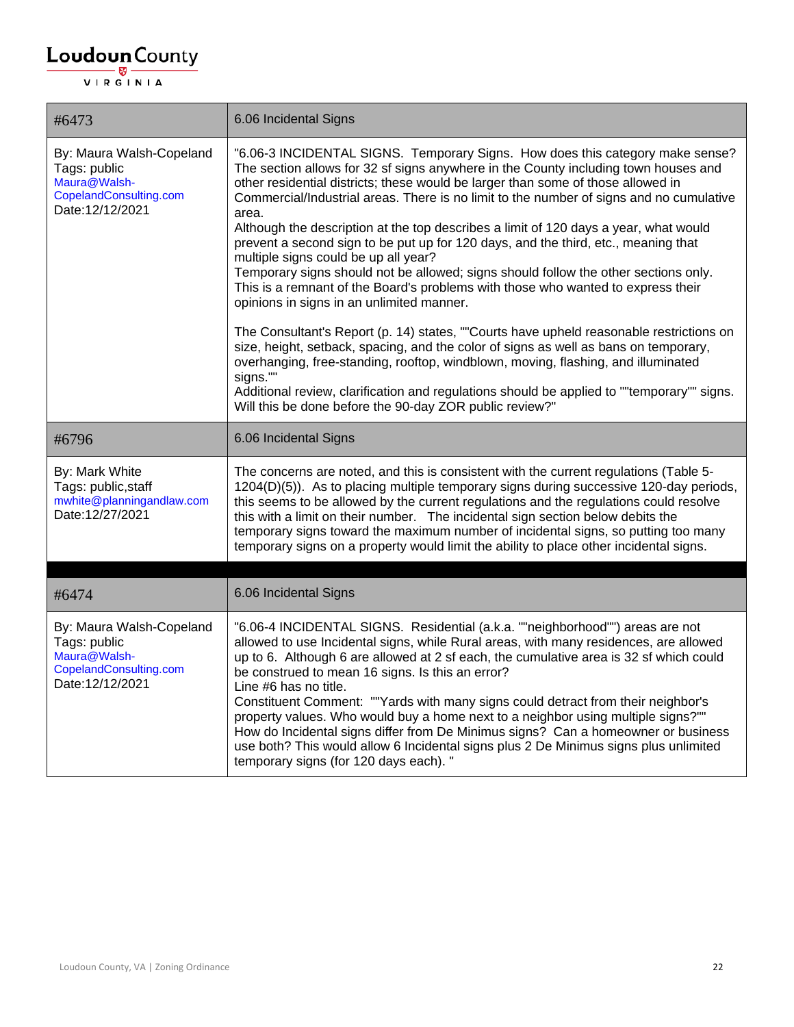| #6473 | 6.06 Incidental Signs |
|---|---|
| By: Maura Walsh-Copeland<br>Tags: public<br>Maura@Walsh-CopelandConsulting.com<br>Date:12/12/2021 | "6.06-3 INCIDENTAL SIGNS. Temporary Signs. How does this category make sense? The section allows for 32 sf signs anywhere in the County including town houses and other residential districts; these would be larger than some of those allowed in Commercial/Industrial areas. There is no limit to the number of signs and no cumulative area.<br>Although the description at the top describes a limit of 120 days a year, what would prevent a second sign to be put up for 120 days, and the third, etc., meaning that multiple signs could be up all year?<br>Temporary signs should not be allowed; signs should follow the other sections only. This is a remnant of the Board's problems with those who wanted to express their opinions in signs in an unlimited manner.<br><br>The Consultant's Report (p. 14) states, ""Courts have upheld reasonable restrictions on size, height, setback, spacing, and the color of signs as well as bans on temporary, overhanging, free-standing, rooftop, windblown, moving, flashing, and illuminated signs.""<br>Additional review, clarification and regulations should be applied to ""temporary"" signs. Will this be done before the 90-day ZOR public review?" |

| #6796 | 6.06 Incidental Signs |
|---|---|
| By: Mark White<br>Tags: public,staff<br>mwhite@planningandlaw.com<br>Date:12/27/2021 | The concerns are noted, and this is consistent with the current regulations (Table 5-1204(D)(5)). As to placing multiple temporary signs during successive 120-day periods, this seems to be allowed by the current regulations and the regulations could resolve this with a limit on their number. The incidental sign section below debits the temporary signs toward the maximum number of incidental signs, so putting too many temporary signs on a property would limit the ability to place other incidental signs. |

| #6474 | 6.06 Incidental Signs |
|---|---|
| By: Maura Walsh-Copeland<br>Tags: public<br>Maura@Walsh-CopelandConsulting.com<br>Date:12/12/2021 | "6.06-4 INCIDENTAL SIGNS. Residential (a.k.a. ""neighborhood"") areas are not allowed to use Incidental signs, while Rural areas, with many residences, are allowed up to 6. Although 6 are allowed at 2 sf each, the cumulative area is 32 sf which could be construed to mean 16 signs. Is this an error?<br>Line #6 has no title.<br>Constituent Comment: ""Yards with many signs could detract from their neighbor's property values. Who would buy a home next to a neighbor using multiple signs?""<br>How do Incidental signs differ from De Minimus signs? Can a homeowner or business use both? This would allow 6 Incidental signs plus 2 De Minimus signs plus unlimited temporary signs (for 120 days each). " |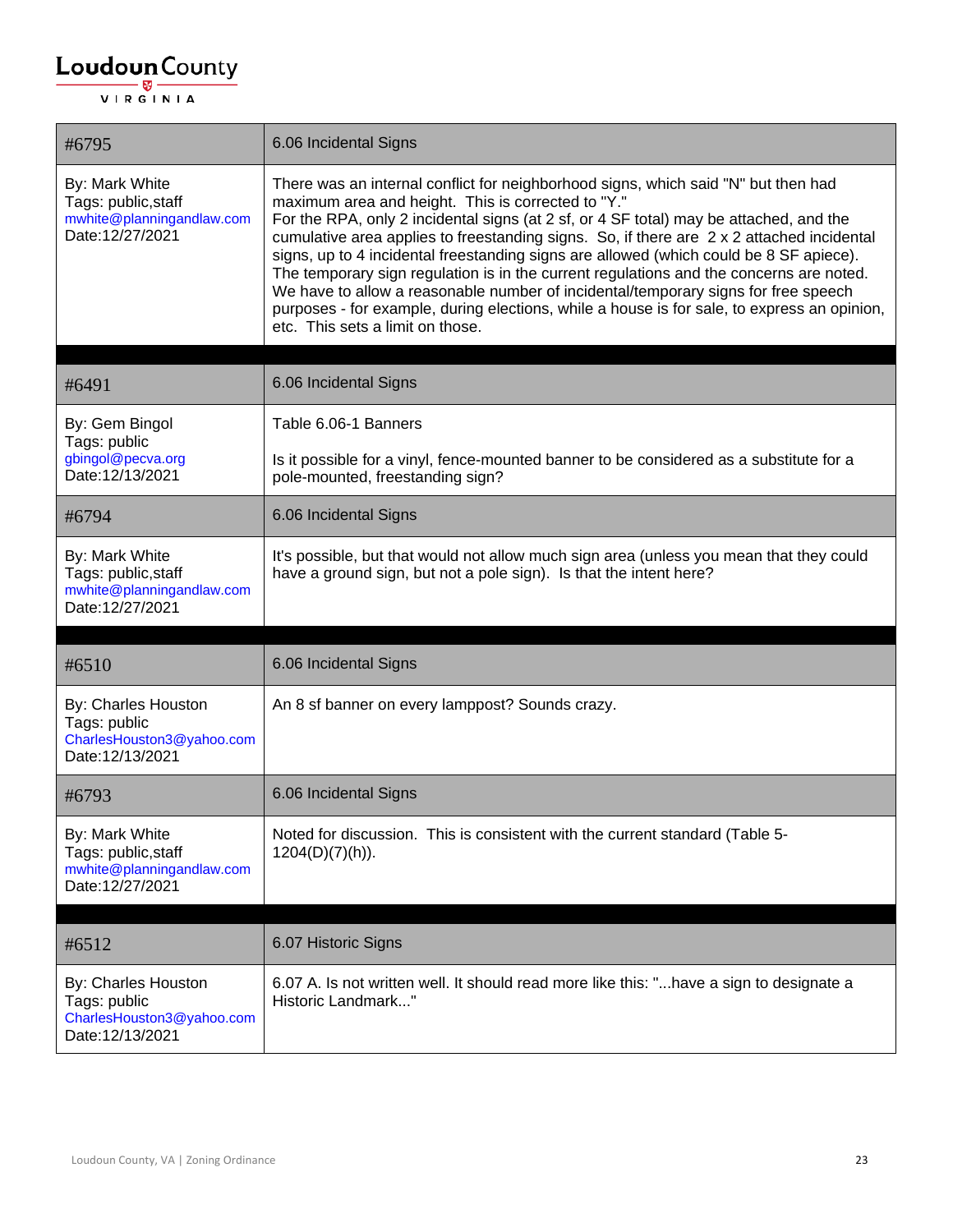| #6795 | 6.06 Incidental Signs |
|---|---|
| By: Mark White<br>Tags: public,staff<br>mwhite@planningandlaw.com<br>Date:12/27/2021 | There was an internal conflict for neighborhood signs, which said "N" but then had maximum area and height. This is corrected to "Y."<br>For the RPA, only 2 incidental signs (at 2 sf, or 4 SF total) may be attached, and the cumulative area applies to freestanding signs. So, if there are 2 x 2 attached incidental signs, up to 4 incidental freestanding signs are allowed (which could be 8 SF apiece).<br>The temporary sign regulation is in the current regulations and the concerns are noted. We have to allow a reasonable number of incidental/temporary signs for free speech purposes - for example, during elections, while a house is for sale, to express an opinion, etc. This sets a limit on those. |

| #6491 | 6.06 Incidental Signs |
|---|---|
| By: Gem Bingol<br>Tags: public<br>gbingol@pecva.org<br>Date:12/13/2021 | Table 6.06-1 Banners<br><br>Is it possible for a vinyl, fence-mounted banner to be considered as a substitute for a pole-mounted, freestanding sign? |
| #6794 | 6.06 Incidental Signs |
| By: Mark White<br>Tags: public,staff<br>mwhite@planningandlaw.com<br>Date:12/27/2021 | It's possible, but that would not allow much sign area (unless you mean that they could have a ground sign, but not a pole sign). Is that the intent here? |

| #6510 | 6.06 Incidental Signs |
|---|---|
| By: Charles Houston<br>Tags: public<br>CharlesHouston3@yahoo.com<br>Date:12/13/2021 | An 8 sf banner on every lamppost? Sounds crazy. |
| #6793 | 6.06 Incidental Signs |
| By: Mark White<br>Tags: public,staff<br>mwhite@planningandlaw.com<br>Date:12/27/2021 | Noted for discussion. This is consistent with the current standard (Table 5-1204(D)(7)(h)). |

| #6512 | 6.07 Historic Signs |
|---|---|
| By: Charles Houston<br>Tags: public<br>CharlesHouston3@yahoo.com<br>Date:12/13/2021 | 6.07 A. Is not written well. It should read more like this: "...have a sign to designate a Historic Landmark..." |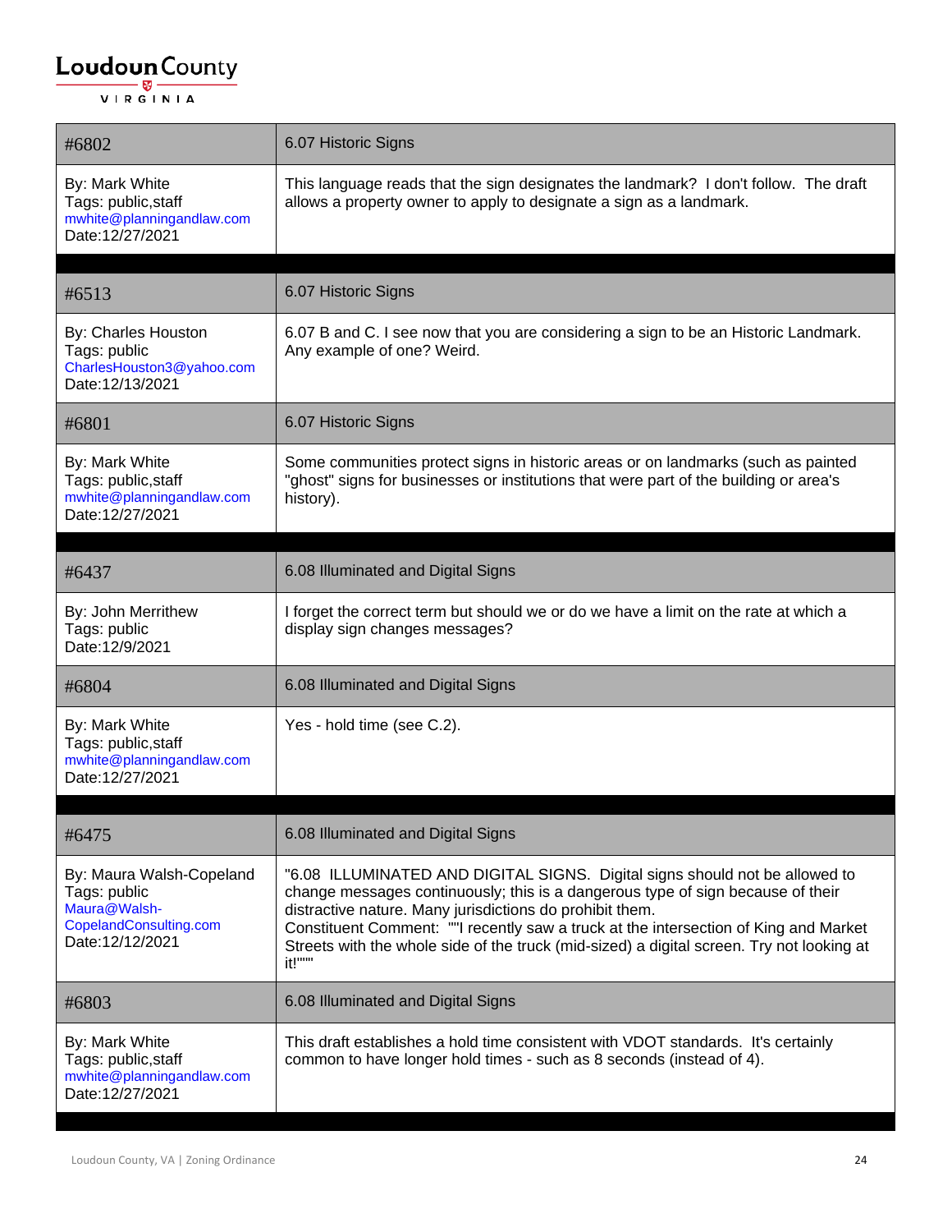| #6802 | 6.07 Historic Signs |
|---|---|
| By: Mark White<br>Tags: public,staff<br>mwhite@planningandlaw.com<br>Date:12/27/2021 | This language reads that the sign designates the landmark? I don't follow. The draft allows a property owner to apply to designate a sign as a landmark. |

| #6513 | 6.07 Historic Signs |
|---|---|
| By: Charles Houston<br>Tags: public<br>CharlesHouston3@yahoo.com<br>Date:12/13/2021 | 6.07 B and C. I see now that you are considering a sign to be an Historic Landmark. Any example of one? Weird. |
| #6801 | 6.07 Historic Signs |
| By: Mark White<br>Tags: public,staff<br>mwhite@planningandlaw.com<br>Date:12/27/2021 | Some communities protect signs in historic areas or on landmarks (such as painted "ghost" signs for businesses or institutions that were part of the building or area's history). |

| #6437 | 6.08 Illuminated and Digital Signs |
|---|---|
| By: John Merrithew<br>Tags: public<br>Date:12/9/2021 | I forget the correct term but should we or do we have a limit on the rate at which a display sign changes messages? |
| #6804 | 6.08 Illuminated and Digital Signs |
| By: Mark White<br>Tags: public,staff<br>mwhite@planningandlaw.com<br>Date:12/27/2021 | Yes - hold time (see C.2). |

| #6475 | 6.08 Illuminated and Digital Signs |
|---|---|
| By: Maura Walsh-Copeland<br>Tags: public<br>Maura@Walsh-CopelandConsulting.com<br>Date:12/12/2021 | "6.08 ILLUMINATED AND DIGITAL SIGNS. Digital signs should not be allowed to change messages continuously; this is a dangerous type of sign because of their distractive nature. Many jurisdictions do prohibit them.<br>Constituent Comment: ""I recently saw a truck at the intersection of King and Market Streets with the whole side of the truck (mid-sized) a digital screen. Try not looking at it!""" |
| #6803 | 6.08 Illuminated and Digital Signs |
| By: Mark White<br>Tags: public,staff<br>mwhite@planningandlaw.com<br>Date:12/27/2021 | This draft establishes a hold time consistent with VDOT standards. It's certainly common to have longer hold times - such as 8 seconds (instead of 4). |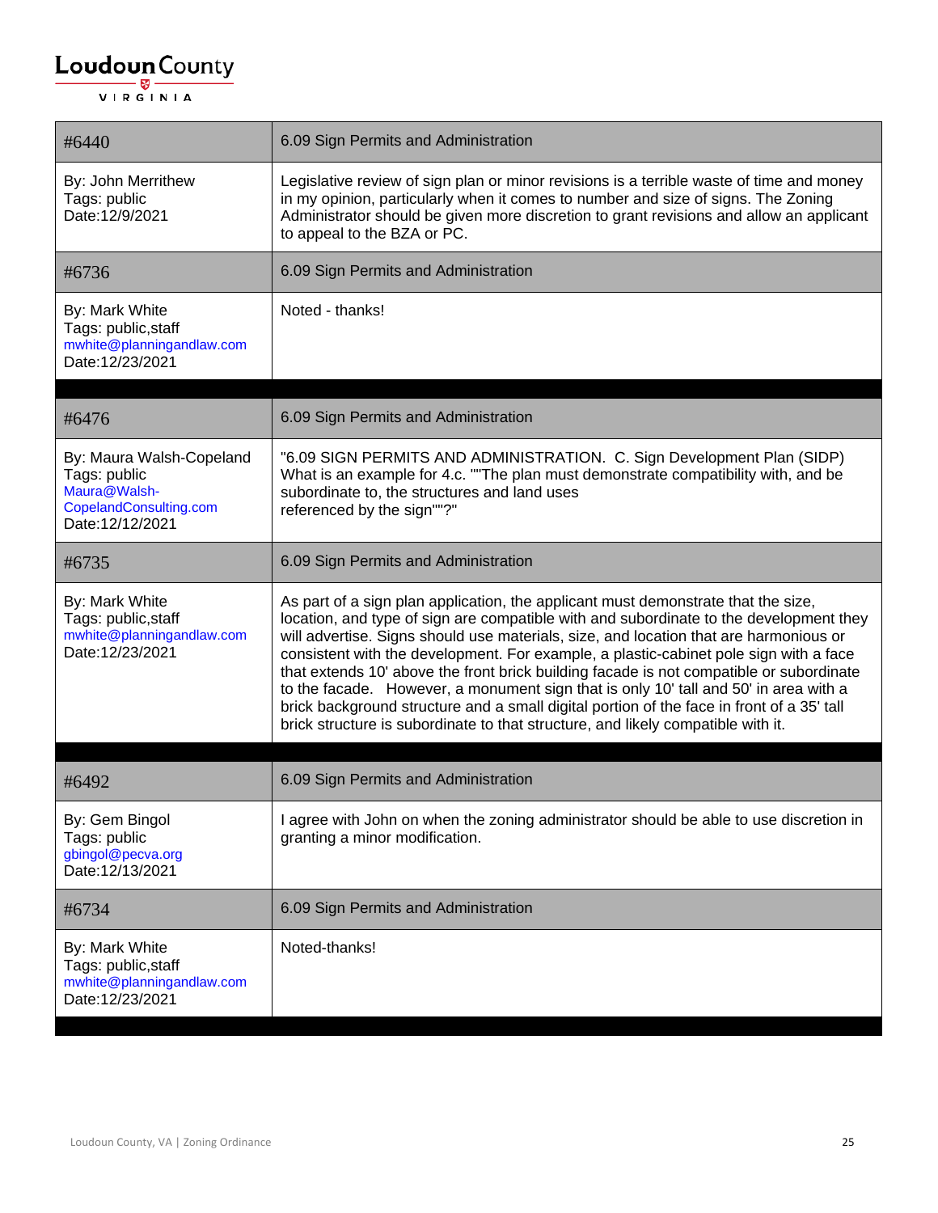| #6440 | 6.09 Sign Permits and Administration |
|---|---|
| By: John Merrithew<br>Tags: public<br>Date:12/9/2021 | Legislative review of sign plan or minor revisions is a terrible waste of time and money in my opinion, particularly when it comes to number and size of signs. The Zoning Administrator should be given more discretion to grant revisions and allow an applicant to appeal to the BZA or PC. |
| #6736 | 6.09 Sign Permits and Administration |
| By: Mark White<br>Tags: public,staff<br>mwhite@planningandlaw.com<br>Date:12/23/2021 | Noted - thanks! |

| #6476 | 6.09 Sign Permits and Administration |
|---|---|
| By: Maura Walsh-Copeland<br>Tags: public<br>Maura@Walsh-CopelandConsulting.com<br>Date:12/12/2021 | "6.09 SIGN PERMITS AND ADMINISTRATION. C. Sign Development Plan (SIDP) What is an example for 4.c. ""The plan must demonstrate compatibility with, and be subordinate to, the structures and land uses referenced by the sign""?" |
| #6735 | 6.09 Sign Permits and Administration |
| By: Mark White<br>Tags: public,staff<br>mwhite@planningandlaw.com<br>Date:12/23/2021 | As part of a sign plan application, the applicant must demonstrate that the size, location, and type of sign are compatible with and subordinate to the development they will advertise. Signs should use materials, size, and location that are harmonious or consistent with the development. For example, a plastic-cabinet pole sign with a face that extends 10' above the front brick building facade is not compatible or subordinate to the facade. However, a monument sign that is only 10' tall and 50' in area with a brick background structure and a small digital portion of the face in front of a 35' tall brick structure is subordinate to that structure, and likely compatible with it. |

| #6492 | 6.09 Sign Permits and Administration |
|---|---|
| By: Gem Bingol<br>Tags: public<br>gbingol@pecva.org<br>Date:12/13/2021 | I agree with John on when the zoning administrator should be able to use discretion in granting a minor modification. |
| #6734 | 6.09 Sign Permits and Administration |
| By: Mark White<br>Tags: public,staff<br>mwhite@planningandlaw.com<br>Date:12/23/2021 | Noted-thanks! |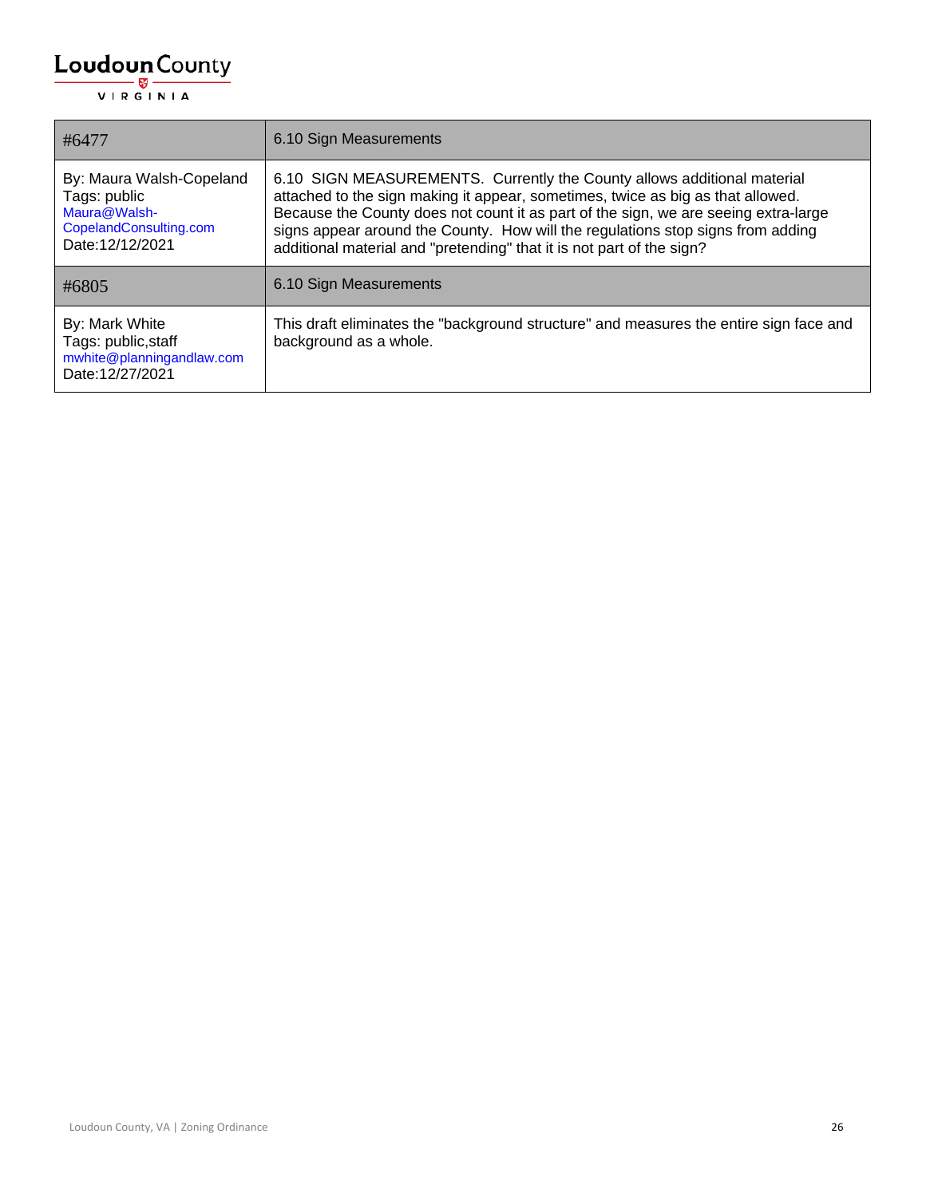| | |
|---|---|
| #6477 | 6.10 Sign Measurements |
| By: Maura Walsh-Copeland<br>Tags: public<br>Maura@Walsh-CopelandConsulting.com<br>Date:12/12/2021 | 6.10 SIGN MEASUREMENTS. Currently the County allows additional material attached to the sign making it appear, sometimes, twice as big as that allowed. Because the County does not count it as part of the sign, we are seeing extra-large signs appear around the County. How will the regulations stop signs from adding additional material and "pretending" that it is not part of the sign? |
| #6805 | 6.10 Sign Measurements |
| By: Mark White<br>Tags: public,staff<br>mwhite@planningandlaw.com<br>Date:12/27/2021 | This draft eliminates the "background structure" and measures the entire sign face and background as a whole. |